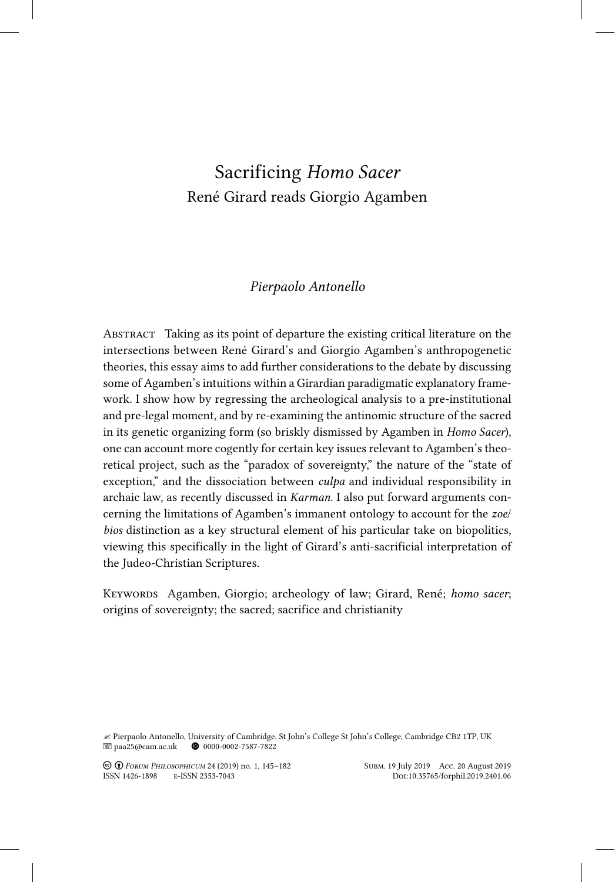# Sacrificing *Homo Sacer*

## René Girard reads Giorgio Agamben

*Pierpaolo Antonello*

ABSTRACT Taking as its point of departure the existing critical literature on the intersections between René Girard's and Giorgio Agamben's anthropogenetic theories, this essay aims to add further considerations to the debate by discussing some of Agamben's intuitions within a Girardian paradigmatic explanatory framework. I show how by regressing the archeological analysis to a pre-institutional and pre-legal moment, and by re-examining the antinomic structure of the sacred in its genetic organizing form (so briskly dismissed by Agamben in *Homo Sacer*), one can account more cogently for certain key issues relevant to Agamben's theoretical project, such as the "paradox of sovereignty," the nature of the "state of exception," and the dissociation between *culpa* and individual responsibility in archaic law, as recently discussed in *Karman*. I also put forward arguments concerning the limitations of Agamben's immanent ontology to account for the *zoe/bios* distinction as a key structural element of his particular take on biopolitics, viewing this specifically in the light of Girard's anti-sacrificial interpretation of the Judeo-Christian Scriptures.

KEYWORDS Agamben, Giorgio; archeology of law; Girard, René; *homo sacer*; origins of sovereignty; the sacred; sacrifice and christianity

✍ Pierpaolo Antonello, University of Cambridge, St John's College St John's College, Cambridge CB2 1TP, UK
✉ paa25@cam.ac.uk 0000-0002-7587-7822

*FORUM PHILOSOPHICUM* 24 (2019) no. 1, 145–182 SUBM. 19 July 2019 ACC. 20 August 2019
ISSN 1426-1898 E-ISSN 2353-7043 DOI:10.35765/forphil.2019.2401.06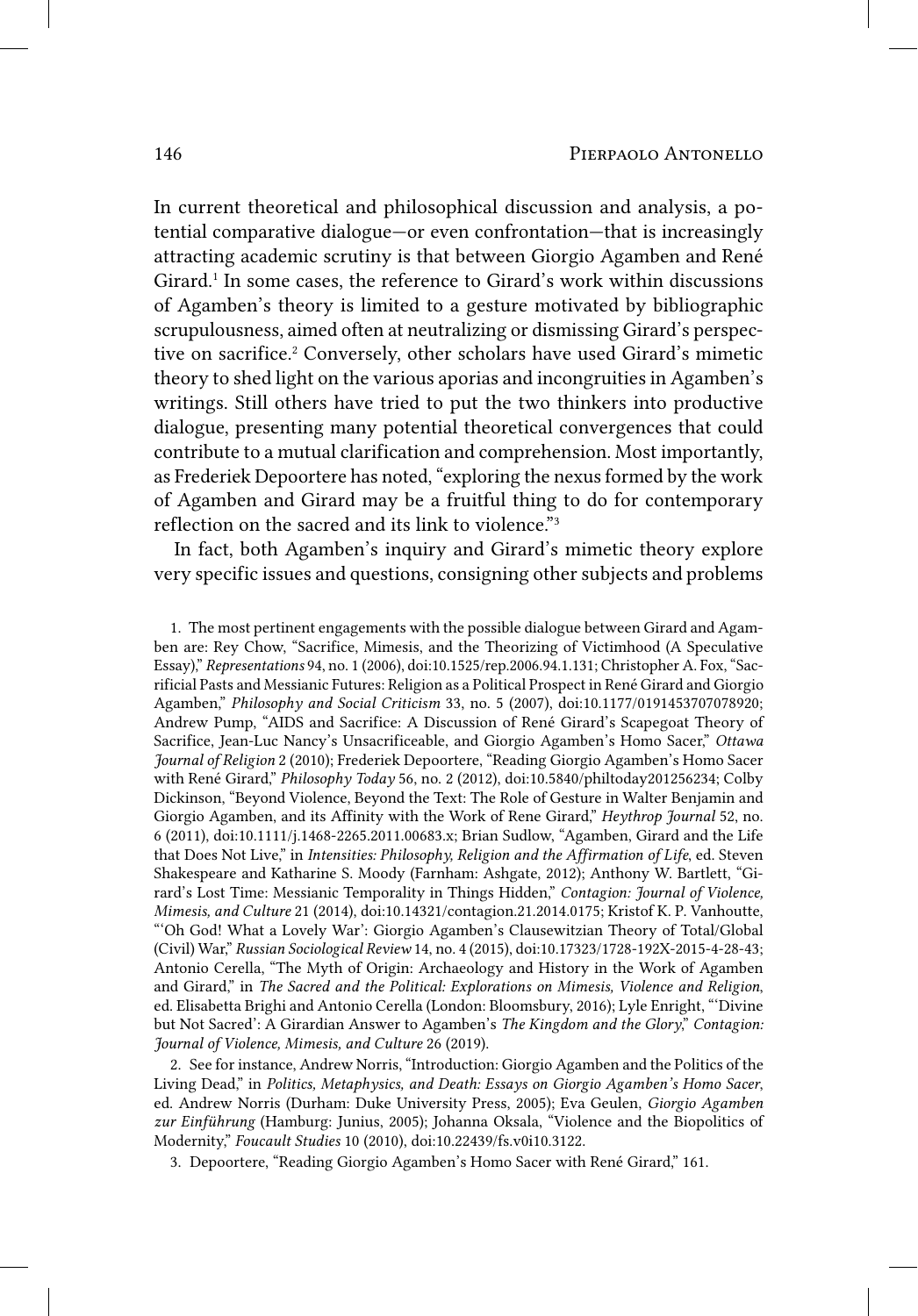In current theoretical and philosophical discussion and analysis, a potential comparative dialogue—or even confrontation—that is increasingly attracting academic scrutiny is that between Giorgio Agamben and René Girard.[1] In some cases, the reference to Girard's work within discussions of Agamben's theory is limited to a gesture motivated by bibliographic scrupulousness, aimed often at neutralizing or dismissing Girard's perspective on sacrifice.[2] Conversely, other scholars have used Girard's mimetic theory to shed light on the various aporias and incongruities in Agamben's writings. Still others have tried to put the two thinkers into productive dialogue, presenting many potential theoretical convergences that could contribute to a mutual clarification and comprehension. Most importantly, as Frederiek Depoortere has noted, "exploring the nexus formed by the work of Agamben and Girard may be a fruitful thing to do for contemporary reflection on the sacred and its link to violence."[3]

In fact, both Agamben's inquiry and Girard's mimetic theory explore very specific issues and questions, consigning other subjects and problems

1. The most pertinent engagements with the possible dialogue between Girard and Agamben are: Rey Chow, "Sacrifice, Mimesis, and the Theorizing of Victimhood (A Speculative Essay)," *Representations* 94, no. 1 (2006), doi:10.1525/rep.2006.94.1.131; Christopher A. Fox, "Sacrificial Pasts and Messianic Futures: Religion as a Political Prospect in René Girard and Giorgio Agamben," *Philosophy and Social Criticism* 33, no. 5 (2007), doi:10.1177/0191453707078920; Andrew Pump, "AIDS and Sacrifice: A Discussion of René Girard's Scapegoat Theory of Sacrifice, Jean-Luc Nancy's Unsacrificeable, and Giorgio Agamben's Homo Sacer," *Ottawa Journal of Religion* 2 (2010); Frederiek Depoortere, "Reading Giorgio Agamben's Homo Sacer with René Girard," *Philosophy Today* 56, no. 2 (2012), doi:10.5840/philtoday201256234; Colby Dickinson, "Beyond Violence, Beyond the Text: The Role of Gesture in Walter Benjamin and Giorgio Agamben, and its Affinity with the Work of Rene Girard," *Heythrop Journal* 52, no. 6 (2011), doi:10.1111/j.1468-2265.2011.00683.x; Brian Sudlow, "Agamben, Girard and the Life that Does Not Live," in *Intensities: Philosophy, Religion and the Affirmation of Life*, ed. Steven Shakespeare and Katharine S. Moody (Farnham: Ashgate, 2012); Anthony W. Bartlett, "Girard's Lost Time: Messianic Temporality in Things Hidden," *Contagion: Journal of Violence, Mimesis, and Culture* 21 (2014), doi:10.14321/contagion.21.2014.0175; Kristof K. P. Vanhoutte, "'Oh God! What a Lovely War': Giorgio Agamben's Clausewitzian Theory of Total/Global (Civil) War," *Russian Sociological Review* 14, no. 4 (2015), doi:10.17323/1728-192X-2015-4-28-43; Antonio Cerella, "The Myth of Origin: Archaeology and History in the Work of Agamben and Girard," in *The Sacred and the Political: Explorations on Mimesis, Violence and Religion*, ed. Elisabetta Brighi and Antonio Cerella (London: Bloomsbury, 2016); Lyle Enright, "'Divine but Not Sacred': A Girardian Answer to Agamben's *The Kingdom and the Glory*," *Contagion: Journal of Violence, Mimesis, and Culture* 26 (2019).

2. See for instance, Andrew Norris, "Introduction: Giorgio Agamben and the Politics of the Living Dead," in *Politics, Metaphysics, and Death: Essays on Giorgio Agamben's Homo Sacer*, ed. Andrew Norris (Durham: Duke University Press, 2005); Eva Geulen, *Giorgio Agamben zur Einführung* (Hamburg: Junius, 2005); Johanna Oksala, "Violence and the Biopolitics of Modernity," *Foucault Studies* 10 (2010), doi:10.22439/fs.v0i10.3122.

3. Depoortere, "Reading Giorgio Agamben's Homo Sacer with René Girard," 161.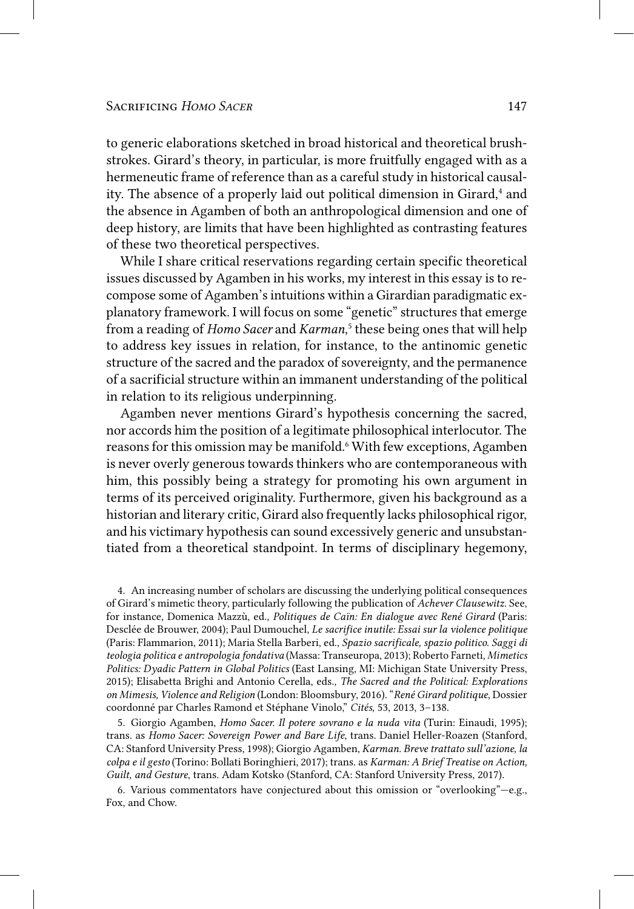to generic elaborations sketched in broad historical and theoretical brushstrokes. Girard's theory, in particular, is more fruitfully engaged with as a hermeneutic frame of reference than as a careful study in historical causality. The absence of a properly laid out political dimension in Girard,[4] and the absence in Agamben of both an anthropological dimension and one of deep history, are limits that have been highlighted as contrasting features of these two theoretical perspectives.

While I share critical reservations regarding certain specific theoretical issues discussed by Agamben in his works, my interest in this essay is to recompose some of Agamben's intuitions within a Girardian paradigmatic explanatory framework. I will focus on some "genetic" structures that emerge from a reading of *Homo Sacer* and *Karman*,[5] these being ones that will help to address key issues in relation, for instance, to the antinomic genetic structure of the sacred and the paradox of sovereignty, and the permanence of a sacrificial structure within an immanent understanding of the political in relation to its religious underpinning.

Agamben never mentions Girard's hypothesis concerning the sacred, nor accords him the position of a legitimate philosophical interlocutor. The reasons for this omission may be manifold.[6] With few exceptions, Agamben is never overly generous towards thinkers who are contemporaneous with him, this possibly being a strategy for promoting his own argument in terms of its perceived originality. Furthermore, given his background as a historian and literary critic, Girard also frequently lacks philosophical rigor, and his victimary hypothesis can sound excessively generic and unsubstantiated from a theoretical standpoint. In terms of disciplinary hegemony,

4. An increasing number of scholars are discussing the underlying political consequences of Girard's mimetic theory, particularly following the publication of *Achever Clausewitz*. See, for instance, Domenica Mazzù, ed., *Politiques de Caïn: En dialogue avec René Girard* (Paris: Desclée de Brouwer, 2004); Paul Dumouchel, *Le sacrifice inutile: Essai sur la violence politique* (Paris: Flammarion, 2011); Maria Stella Barberi, ed., *Spazio sacrificale, spazio politico. Saggi di teologia politica e antropologia fondativa* (Massa: Transeuropa, 2013); Roberto Farneti, *Mimetics Politics: Dyadic Pattern in Global Politics* (East Lansing, MI: Michigan State University Press, 2015); Elisabetta Brighi and Antonio Cerella, eds., *The Sacred and the Political: Explorations on Mimesis, Violence and Religion* (London: Bloomsbury, 2016). "*René Girard politique*, Dossier coordonné par Charles Ramond et Stéphane Vinolo," *Cités*, 53, 2013, 3–138.

5. Giorgio Agamben, *Homo Sacer. Il potere sovrano e la nuda vita* (Turin: Einaudi, 1995); trans. as *Homo Sacer: Sovereign Power and Bare Life*, trans. Daniel Heller-Roazen (Stanford, CA: Stanford University Press, 1998); Giorgio Agamben, *Karman. Breve trattato sull'azione, la colpa e il gesto* (Torino: Bollati Boringhieri, 2017); trans. as *Karman: A Brief Treatise on Action, Guilt, and Gesture*, trans. Adam Kotsko (Stanford, CA: Stanford University Press, 2017).

6. Various commentators have conjectured about this omission or "overlooking"—e.g., Fox, and Chow.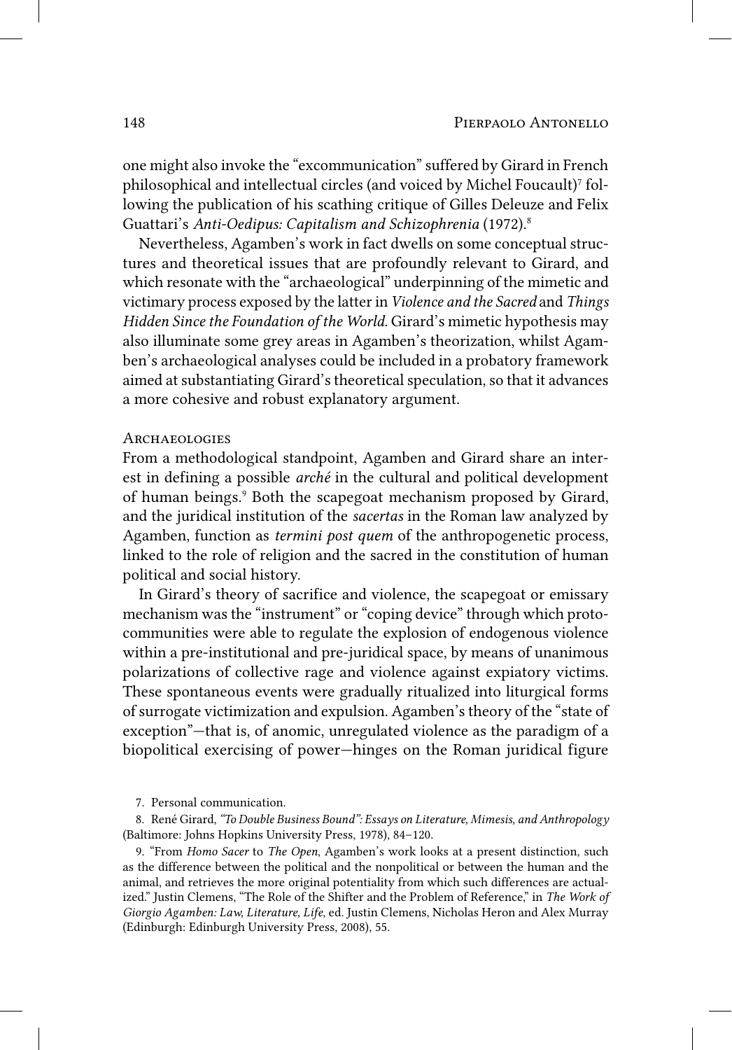one might also invoke the "excommunication" suffered by Girard in French philosophical and intellectual circles (and voiced by Michel Foucault)[7] following the publication of his scathing critique of Gilles Deleuze and Felix Guattari's *Anti-Oedipus: Capitalism and Schizophrenia* (1972).[8]

Nevertheless, Agamben's work in fact dwells on some conceptual structures and theoretical issues that are profoundly relevant to Girard, and which resonate with the "archaeological" underpinning of the mimetic and victimary process exposed by the latter in *Violence and the Sacred* and *Things Hidden Since the Foundation of the World*. Girard's mimetic hypothesis may also illuminate some grey areas in Agamben's theorization, whilst Agamben's archaeological analyses could be included in a probatory framework aimed at substantiating Girard's theoretical speculation, so that it advances a more cohesive and robust explanatory argument.

## Archaeologies

From a methodological standpoint, Agamben and Girard share an interest in defining a possible *arché* in the cultural and political development of human beings.[9] Both the scapegoat mechanism proposed by Girard, and the juridical institution of the *sacertas* in the Roman law analyzed by Agamben, function as *termini post quem* of the anthropogenetic process, linked to the role of religion and the sacred in the constitution of human political and social history.

In Girard's theory of sacrifice and violence, the scapegoat or emissary mechanism was the "instrument" or "coping device" through which proto-communities were able to regulate the explosion of endogenous violence within a pre-institutional and pre-juridical space, by means of unanimous polarizations of collective rage and violence against expiatory victims. These spontaneous events were gradually ritualized into liturgical forms of surrogate victimization and expulsion. Agamben's theory of the "state of exception"—that is, of anomic, unregulated violence as the paradigm of a biopolitical exercising of power—hinges on the Roman juridical figure

7. Personal communication.

8. René Girard, *"To Double Business Bound": Essays on Literature, Mimesis, and Anthropology* (Baltimore: Johns Hopkins University Press, 1978), 84–120.

9. "From *Homo Sacer* to *The Open*, Agamben's work looks at a present distinction, such as the difference between the political and the nonpolitical or between the human and the animal, and retrieves the more original potentiality from which such differences are actualized." Justin Clemens, "The Role of the Shifter and the Problem of Reference," in *The Work of Giorgio Agamben: Law, Literature, Life*, ed. Justin Clemens, Nicholas Heron and Alex Murray (Edinburgh: Edinburgh University Press, 2008), 55.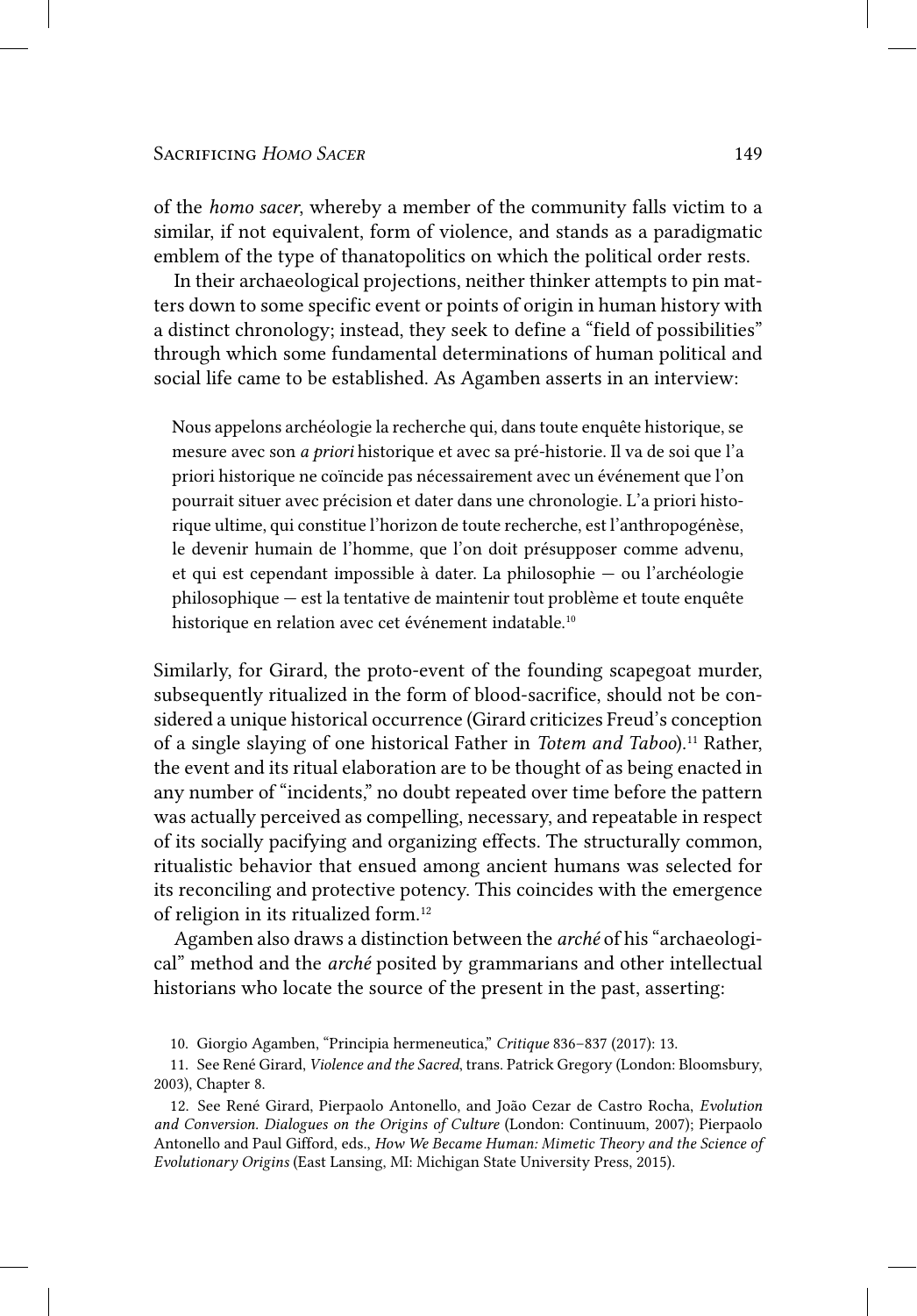of the *homo sacer*, whereby a member of the community falls victim to a similar, if not equivalent, form of violence, and stands as a paradigmatic emblem of the type of thanatopolitics on which the political order rests.

In their archaeological projections, neither thinker attempts to pin matters down to some specific event or points of origin in human history with a distinct chronology; instead, they seek to define a "field of possibilities" through which some fundamental determinations of human political and social life came to be established. As Agamben asserts in an interview:

> Nous appelons archéologie la recherche qui, dans toute enquête historique, se mesure avec son *a priori* historique et avec sa pré-historie. Il va de soi que l'a priori historique ne coïncide pas nécessairement avec un événement que l'on pourrait situer avec précision et dater dans une chronologie. L'a priori historique ultime, qui constitue l'horizon de toute recherche, est l'anthropogénèse, le devenir humain de l'homme, que l'on doit présupposer comme advenu, et qui est cependant impossible à dater. La philosophie — ou l'archéologie philosophique — est la tentative de maintenir tout problème et toute enquête historique en relation avec cet événement indatable.[10]

Similarly, for Girard, the proto-event of the founding scapegoat murder, subsequently ritualized in the form of blood-sacrifice, should not be considered a unique historical occurrence (Girard criticizes Freud's conception of a single slaying of one historical Father in *Totem and Taboo*).[11] Rather, the event and its ritual elaboration are to be thought of as being enacted in any number of "incidents," no doubt repeated over time before the pattern was actually perceived as compelling, necessary, and repeatable in respect of its socially pacifying and organizing effects. The structurally common, ritualistic behavior that ensued among ancient humans was selected for its reconciling and protective potency. This coincides with the emergence of religion in its ritualized form.[12]

Agamben also draws a distinction between the *arché* of his "archaeological" method and the *arché* posited by grammarians and other intellectual historians who locate the source of the present in the past, asserting:

10. Giorgio Agamben, "Principia hermeneutica," *Critique* 836–837 (2017): 13.

11. See René Girard, *Violence and the Sacred*, trans. Patrick Gregory (London: Bloomsbury, 2003), Chapter 8.

12. See René Girard, Pierpaolo Antonello, and João Cezar de Castro Rocha, *Evolution and Conversion. Dialogues on the Origins of Culture* (London: Continuum, 2007); Pierpaolo Antonello and Paul Gifford, eds., *How We Became Human: Mimetic Theory and the Science of Evolutionary Origins* (East Lansing, MI: Michigan State University Press, 2015).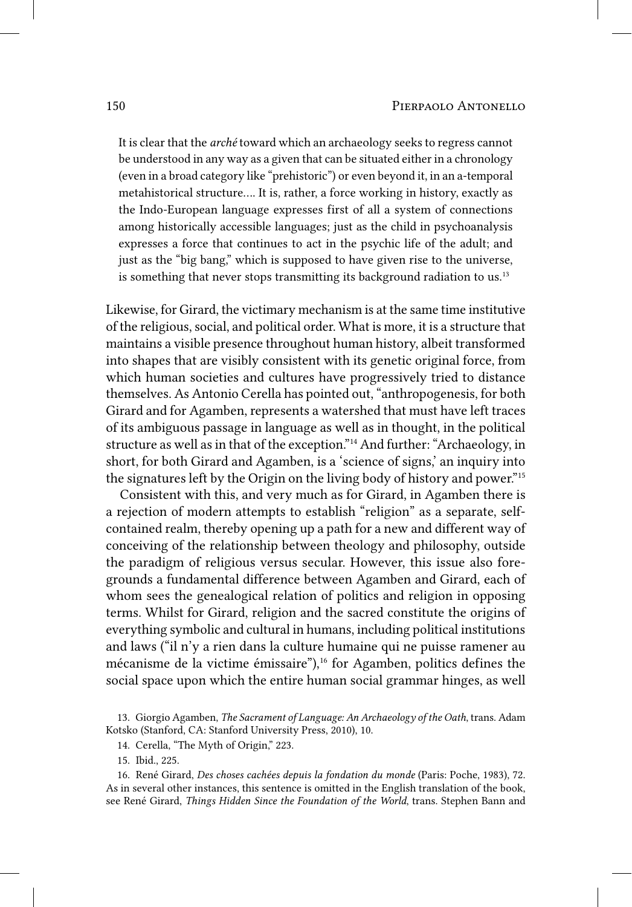> It is clear that the *arché* toward which an archaeology seeks to regress cannot be understood in any way as a given that can be situated either in a chronology (even in a broad category like "prehistoric") or even beyond it, in an a-temporal metahistorical structure.... It is, rather, a force working in history, exactly as the Indo-European language expresses first of all a system of connections among historically accessible languages; just as the child in psychoanalysis expresses a force that continues to act in the psychic life of the adult; and just as the "big bang," which is supposed to have given rise to the universe, is something that never stops transmitting its background radiation to us.[13]

Likewise, for Girard, the victimary mechanism is at the same time institutive of the religious, social, and political order. What is more, it is a structure that maintains a visible presence throughout human history, albeit transformed into shapes that are visibly consistent with its genetic original force, from which human societies and cultures have progressively tried to distance themselves. As Antonio Cerella has pointed out, "anthropogenesis, for both Girard and for Agamben, represents a watershed that must have left traces of its ambiguous passage in language as well as in thought, in the political structure as well as in that of the exception."[14] And further: "Archaeology, in short, for both Girard and Agamben, is a 'science of signs,' an inquiry into the signatures left by the Origin on the living body of history and power."[15]

Consistent with this, and very much as for Girard, in Agamben there is a rejection of modern attempts to establish "religion" as a separate, self-contained realm, thereby opening up a path for a new and different way of conceiving of the relationship between theology and philosophy, outside the paradigm of religious versus secular. However, this issue also foregrounds a fundamental difference between Agamben and Girard, each of whom sees the genealogical relation of politics and religion in opposing terms. Whilst for Girard, religion and the sacred constitute the origins of everything symbolic and cultural in humans, including political institutions and laws ("il n'y a rien dans la culture humaine qui ne puisse ramener au mécanisme de la victime émissaire"),[16] for Agamben, politics defines the social space upon which the entire human social grammar hinges, as well

13. Giorgio Agamben, *The Sacrament of Language: An Archaeology of the Oath*, trans. Adam Kotsko (Stanford, CA: Stanford University Press, 2010), 10.

14. Cerella, "The Myth of Origin," 223.

15. Ibid., 225.

16. René Girard, *Des choses cachées depuis la fondation du monde* (Paris: Poche, 1983), 72. As in several other instances, this sentence is omitted in the English translation of the book, see René Girard, *Things Hidden Since the Foundation of the World*, trans. Stephen Bann and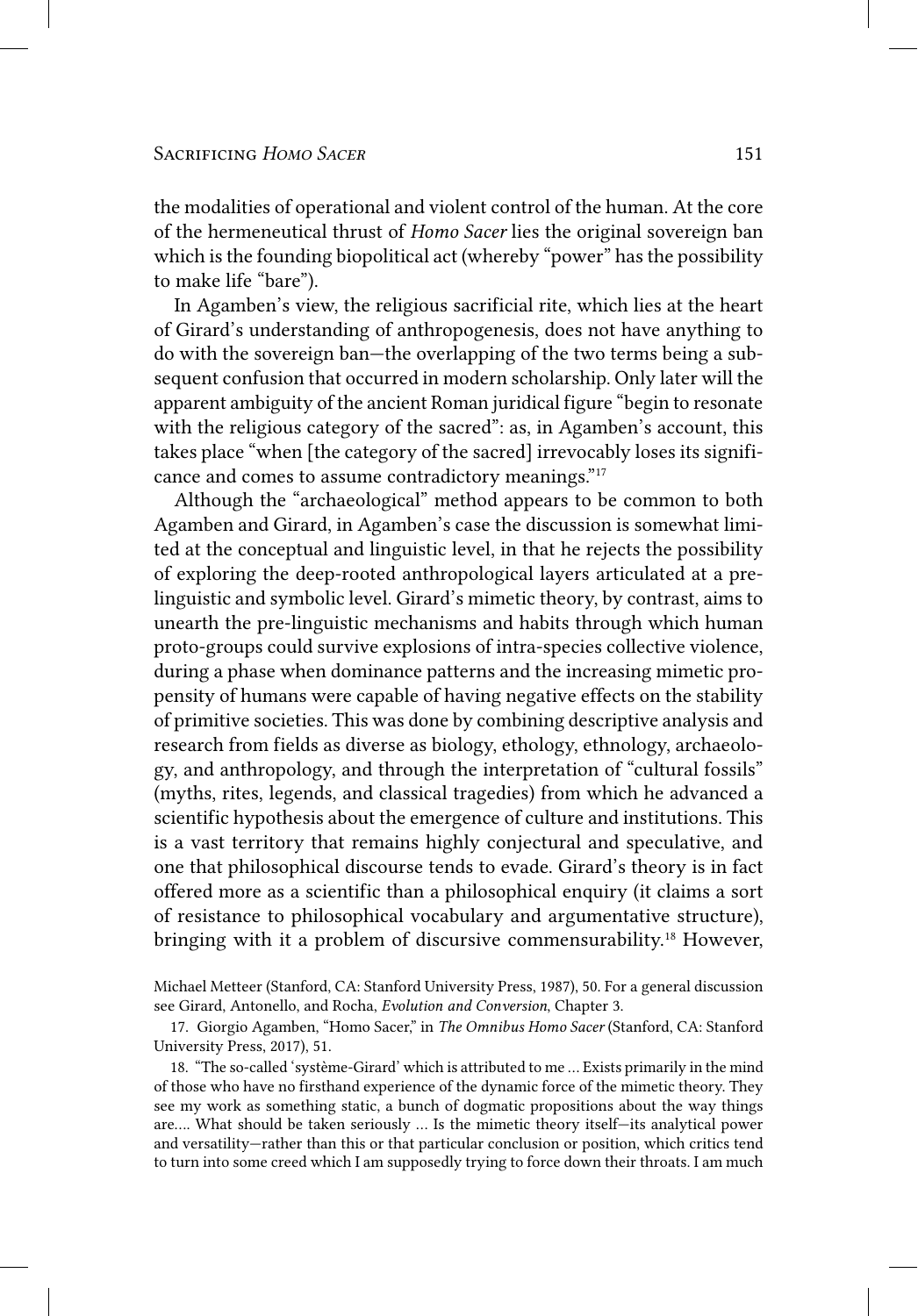the modalities of operational and violent control of the human. At the core of the hermeneutical thrust of *Homo Sacer* lies the original sovereign ban which is the founding biopolitical act (whereby "power" has the possibility to make life "bare").

In Agamben's view, the religious sacrificial rite, which lies at the heart of Girard's understanding of anthropogenesis, does not have anything to do with the sovereign ban—the overlapping of the two terms being a subsequent confusion that occurred in modern scholarship. Only later will the apparent ambiguity of the ancient Roman juridical figure "begin to resonate with the religious category of the sacred": as, in Agamben's account, this takes place "when [the category of the sacred] irrevocably loses its significance and comes to assume contradictory meanings."[17]

Although the "archaeological" method appears to be common to both Agamben and Girard, in Agamben's case the discussion is somewhat limited at the conceptual and linguistic level, in that he rejects the possibility of exploring the deep-rooted anthropological layers articulated at a pre-linguistic and symbolic level. Girard's mimetic theory, by contrast, aims to unearth the pre-linguistic mechanisms and habits through which human proto-groups could survive explosions of intra-species collective violence, during a phase when dominance patterns and the increasing mimetic propensity of humans were capable of having negative effects on the stability of primitive societies. This was done by combining descriptive analysis and research from fields as diverse as biology, ethology, ethnology, archaeology, and anthropology, and through the interpretation of "cultural fossils" (myths, rites, legends, and classical tragedies) from which he advanced a scientific hypothesis about the emergence of culture and institutions. This is a vast territory that remains highly conjectural and speculative, and one that philosophical discourse tends to evade. Girard's theory is in fact offered more as a scientific than a philosophical enquiry (it claims a sort of resistance to philosophical vocabulary and argumentative structure), bringing with it a problem of discursive commensurability.[18] However,

Michael Metteer (Stanford, CA: Stanford University Press, 1987), 50. For a general discussion see Girard, Antonello, and Rocha, *Evolution and Conversion*, Chapter 3.

17. Giorgio Agamben, "Homo Sacer," in *The Omnibus Homo Sacer* (Stanford, CA: Stanford University Press, 2017), 51.

18. "The so-called 'système-Girard' which is attributed to me … Exists primarily in the mind of those who have no firsthand experience of the dynamic force of the mimetic theory. They see my work as something static, a bunch of dogmatic propositions about the way things are.… What should be taken seriously … Is the mimetic theory itself—its analytical power and versatility—rather than this or that particular conclusion or position, which critics tend to turn into some creed which I am supposedly trying to force down their throats. I am much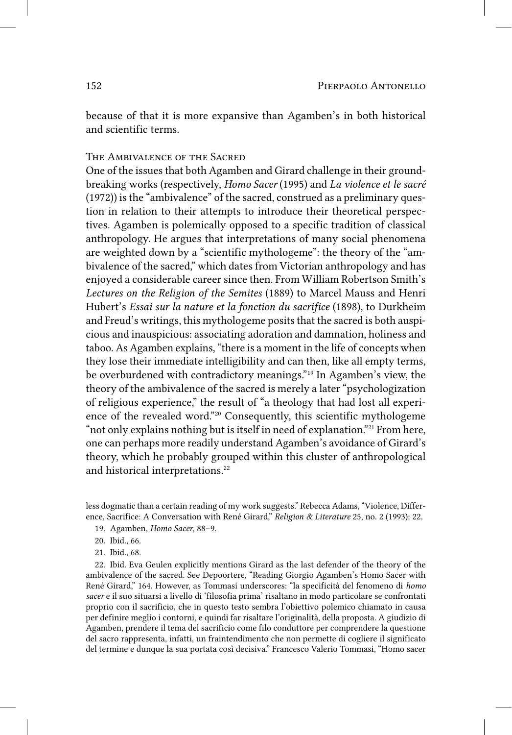because of that it is more expansive than Agamben's in both historical and scientific terms.

## The Ambivalence of the Sacred

One of the issues that both Agamben and Girard challenge in their groundbreaking works (respectively, *Homo Sacer* (1995) and *La violence et le sacré* (1972)) is the "ambivalence" of the sacred, construed as a preliminary question in relation to their attempts to introduce their theoretical perspectives. Agamben is polemically opposed to a specific tradition of classical anthropology. He argues that interpretations of many social phenomena are weighted down by a "scientific mythologeme": the theory of the "ambivalence of the sacred," which dates from Victorian anthropology and has enjoyed a considerable career since then. From William Robertson Smith's *Lectures on the Religion of the Semites* (1889) to Marcel Mauss and Henri Hubert's *Essai sur la nature et la fonction du sacrifice* (1898), to Durkheim and Freud's writings, this mythologeme posits that the sacred is both auspicious and inauspicious: associating adoration and damnation, holiness and taboo. As Agamben explains, "there is a moment in the life of concepts when they lose their immediate intelligibility and can then, like all empty terms, be overburdened with contradictory meanings."[19] In Agamben's view, the theory of the ambivalence of the sacred is merely a later "psychologization of religious experience," the result of "a theology that had lost all experience of the revealed word."[20] Consequently, this scientific mythologeme "not only explains nothing but is itself in need of explanation."[21] From here, one can perhaps more readily understand Agamben's avoidance of Girard's theory, which he probably grouped within this cluster of anthropological and historical interpretations.[22]

less dogmatic than a certain reading of my work suggests." Rebecca Adams, "Violence, Difference, Sacrifice: A Conversation with René Girard," *Religion & Literature* 25, no. 2 (1993): 22.

19. Agamben, *Homo Sacer*, 88–9.

20. Ibid., 66.

21. Ibid., 68.

22. Ibid. Eva Geulen explicitly mentions Girard as the last defender of the theory of the ambivalence of the sacred. See Depoortere, "Reading Giorgio Agamben's Homo Sacer with René Girard," 164. However, as Tommasi underscores: "la specificità del fenomeno di *homo sacer* e il suo situarsi a livello di 'filosofia prima' risaltano in modo particolare se confrontati proprio con il sacrificio, che in questo testo sembra l'obiettivo polemico chiamato in causa per definire meglio i contorni, e quindi far risaltare l'originalità, della proposta. A giudizio di Agamben, prendere il tema del sacrificio come filo conduttore per comprendere la questione del sacro rappresenta, infatti, un fraintendimento che non permette di cogliere il significato del termine e dunque la sua portata così decisiva." Francesco Valerio Tommasi, "Homo sacer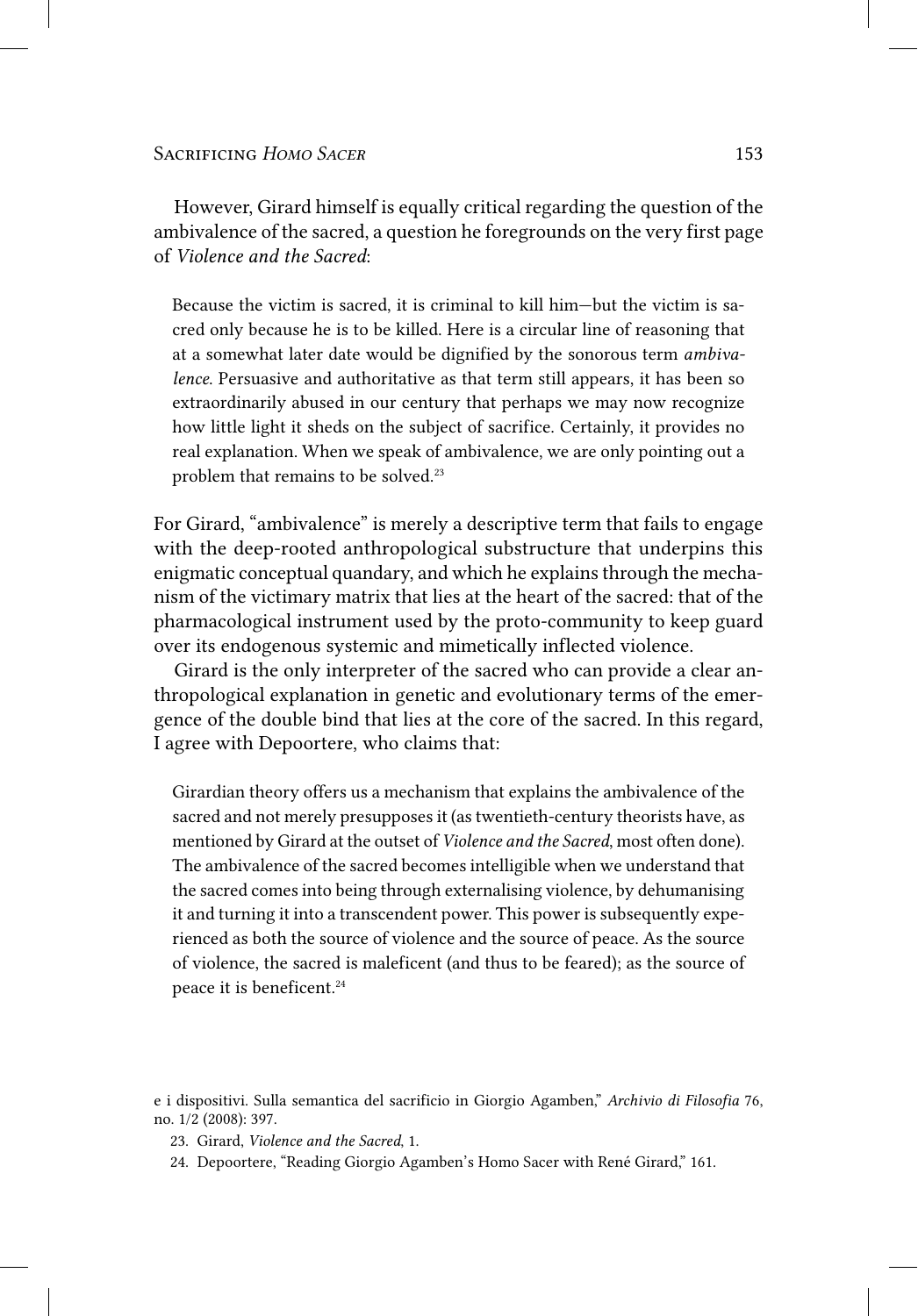However, Girard himself is equally critical regarding the question of the ambivalence of the sacred, a question he foregrounds on the very first page of *Violence and the Sacred*:

> Because the victim is sacred, it is criminal to kill him—but the victim is sacred only because he is to be killed. Here is a circular line of reasoning that at a somewhat later date would be dignified by the sonorous term *ambivalence*. Persuasive and authoritative as that term still appears, it has been so extraordinarily abused in our century that perhaps we may now recognize how little light it sheds on the subject of sacrifice. Certainly, it provides no real explanation. When we speak of ambivalence, we are only pointing out a problem that remains to be solved.[23]

For Girard, "ambivalence" is merely a descriptive term that fails to engage with the deep-rooted anthropological substructure that underpins this enigmatic conceptual quandary, and which he explains through the mechanism of the victimary matrix that lies at the heart of the sacred: that of the pharmacological instrument used by the proto-community to keep guard over its endogenous systemic and mimetically inflected violence.

Girard is the only interpreter of the sacred who can provide a clear anthropological explanation in genetic and evolutionary terms of the emergence of the double bind that lies at the core of the sacred. In this regard, I agree with Depoortere, who claims that:

> Girardian theory offers us a mechanism that explains the ambivalence of the sacred and not merely presupposes it (as twentieth-century theorists have, as mentioned by Girard at the outset of *Violence and the Sacred*, most often done). The ambivalence of the sacred becomes intelligible when we understand that the sacred comes into being through externalising violence, by dehumanising it and turning it into a transcendent power. This power is subsequently experienced as both the source of violence and the source of peace. As the source of violence, the sacred is maleficent (and thus to be feared); as the source of peace it is beneficent.[24]

---

e i dispositivi. Sulla semantica del sacrificio in Giorgio Agamben," *Archivio di Filosofia* 76, no. 1/2 (2008): 397.

23. Girard, *Violence and the Sacred*, 1.

24. Depoortere, "Reading Giorgio Agamben's Homo Sacer with René Girard," 161.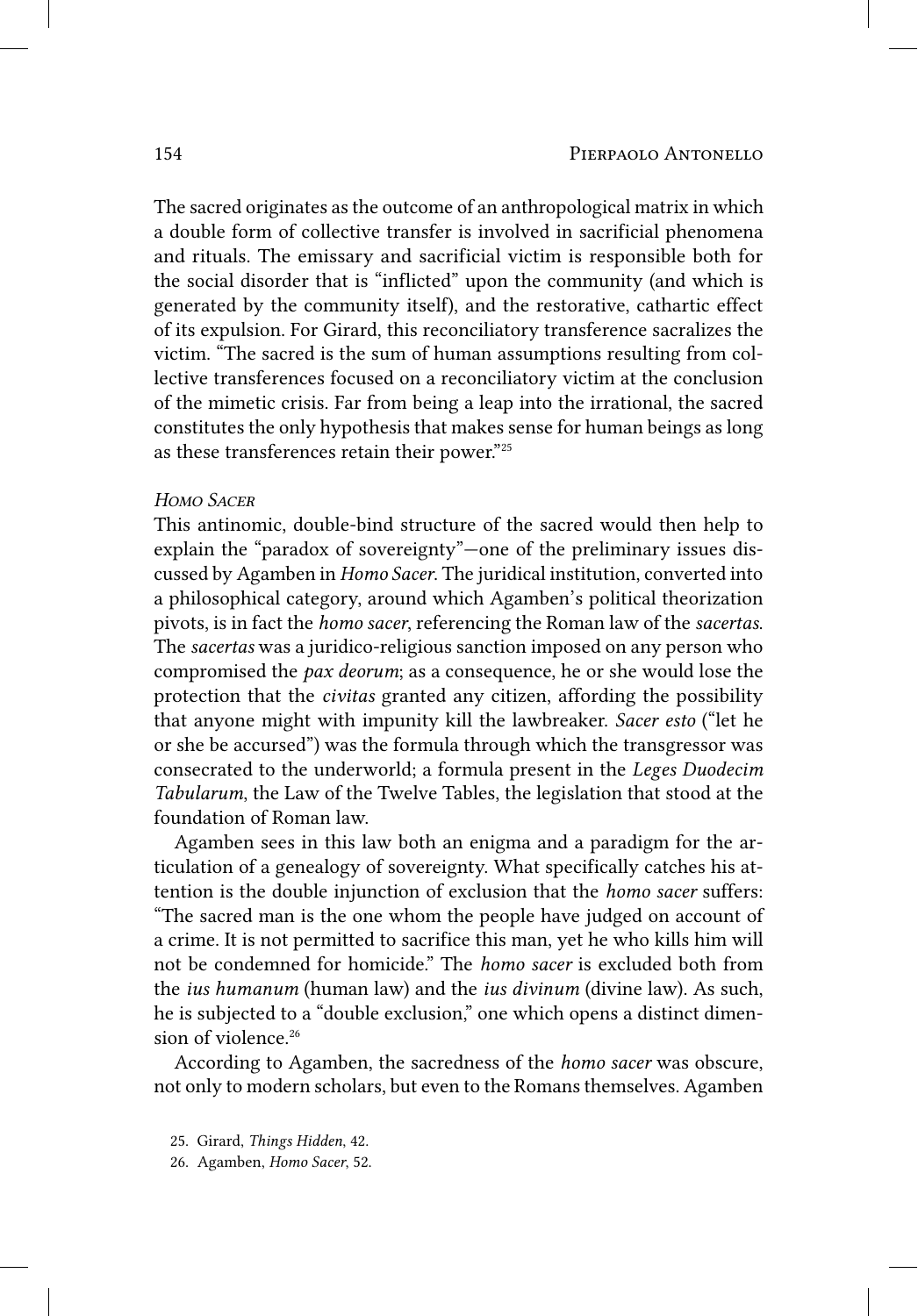The sacred originates as the outcome of an anthropological matrix in which a double form of collective transfer is involved in sacrificial phenomena and rituals. The emissary and sacrificial victim is responsible both for the social disorder that is "inflicted" upon the community (and which is generated by the community itself), and the restorative, cathartic effect of its expulsion. For Girard, this reconciliatory transference sacralizes the victim. "The sacred is the sum of human assumptions resulting from collective transferences focused on a reconciliatory victim at the conclusion of the mimetic crisis. Far from being a leap into the irrational, the sacred constitutes the only hypothesis that makes sense for human beings as long as these transferences retain their power."[25]

### *Homo Sacer*

This antinomic, double-bind structure of the sacred would then help to explain the "paradox of sovereignty"—one of the preliminary issues discussed by Agamben in *Homo Sacer*. The juridical institution, converted into a philosophical category, around which Agamben's political theorization pivots, is in fact the *homo sacer*, referencing the Roman law of the *sacertas*. The *sacertas* was a juridico-religious sanction imposed on any person who compromised the *pax deorum*; as a consequence, he or she would lose the protection that the *civitas* granted any citizen, affording the possibility that anyone might with impunity kill the lawbreaker. *Sacer esto* ("let he or she be accursed") was the formula through which the transgressor was consecrated to the underworld; a formula present in the *Leges Duodecim Tabularum*, the Law of the Twelve Tables, the legislation that stood at the foundation of Roman law.

Agamben sees in this law both an enigma and a paradigm for the articulation of a genealogy of sovereignty. What specifically catches his attention is the double injunction of exclusion that the *homo sacer* suffers: "The sacred man is the one whom the people have judged on account of a crime. It is not permitted to sacrifice this man, yet he who kills him will not be condemned for homicide." The *homo sacer* is excluded both from the *ius humanum* (human law) and the *ius divinum* (divine law). As such, he is subjected to a "double exclusion," one which opens a distinct dimension of violence.[26]

According to Agamben, the sacredness of the *homo sacer* was obscure, not only to modern scholars, but even to the Romans themselves. Agamben

25. Girard, *Things Hidden*, 42.

26. Agamben, *Homo Sacer*, 52.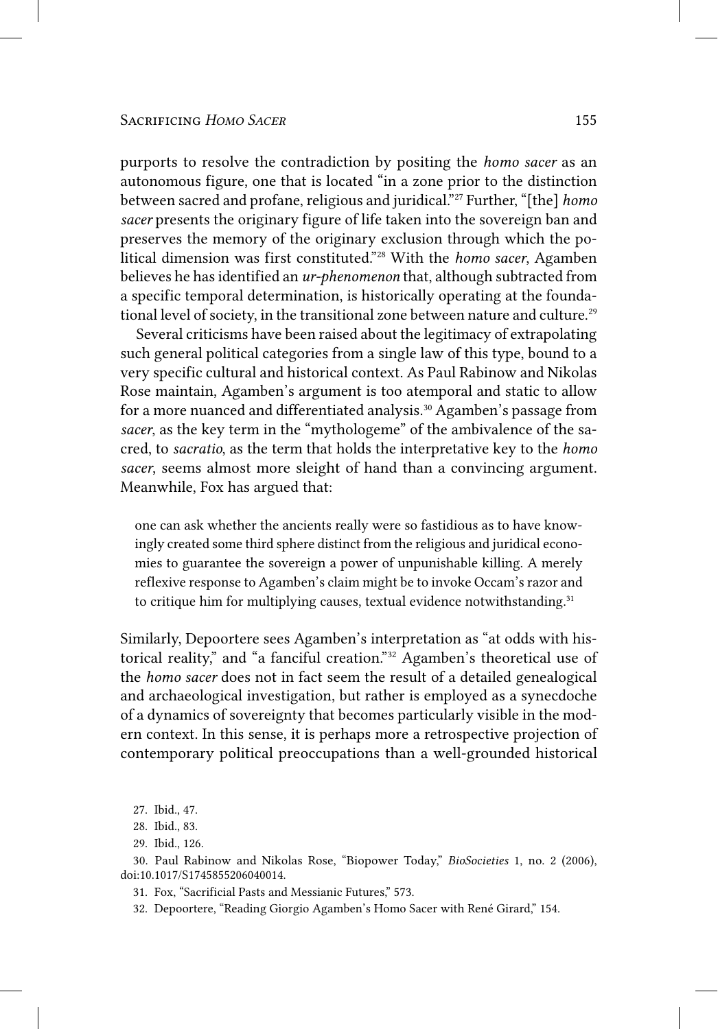purports to resolve the contradiction by positing the *homo sacer* as an autonomous figure, one that is located "in a zone prior to the distinction between sacred and profane, religious and juridical."[27] Further, "[the] *homo sacer* presents the originary figure of life taken into the sovereign ban and preserves the memory of the originary exclusion through which the political dimension was first constituted."[28] With the *homo sacer*, Agamben believes he has identified an *ur-phenomenon* that, although subtracted from a specific temporal determination, is historically operating at the foundational level of society, in the transitional zone between nature and culture.[29]

Several criticisms have been raised about the legitimacy of extrapolating such general political categories from a single law of this type, bound to a very specific cultural and historical context. As Paul Rabinow and Nikolas Rose maintain, Agamben's argument is too atemporal and static to allow for a more nuanced and differentiated analysis.[30] Agamben's passage from *sacer*, as the key term in the "mythologeme" of the ambivalence of the sacred, to *sacratio*, as the term that holds the interpretative key to the *homo sacer*, seems almost more sleight of hand than a convincing argument. Meanwhile, Fox has argued that:

> one can ask whether the ancients really were so fastidious as to have knowingly created some third sphere distinct from the religious and juridical economies to guarantee the sovereign a power of unpunishable killing. A merely reflexive response to Agamben's claim might be to invoke Occam's razor and to critique him for multiplying causes, textual evidence notwithstanding.[31]

Similarly, Depoortere sees Agamben's interpretation as "at odds with historical reality," and "a fanciful creation."[32] Agamben's theoretical use of the *homo sacer* does not in fact seem the result of a detailed genealogical and archaeological investigation, but rather is employed as a synecdoche of a dynamics of sovereignty that becomes particularly visible in the modern context. In this sense, it is perhaps more a retrospective projection of contemporary political preoccupations than a well-grounded historical

27. Ibid., 47.

28. Ibid., 83.

29. Ibid., 126.

30. Paul Rabinow and Nikolas Rose, "Biopower Today," *BioSocieties* 1, no. 2 (2006), doi:10.1017/S1745855206040014.

31. Fox, "Sacrificial Pasts and Messianic Futures," 573.

32. Depoortere, "Reading Giorgio Agamben's Homo Sacer with René Girard," 154.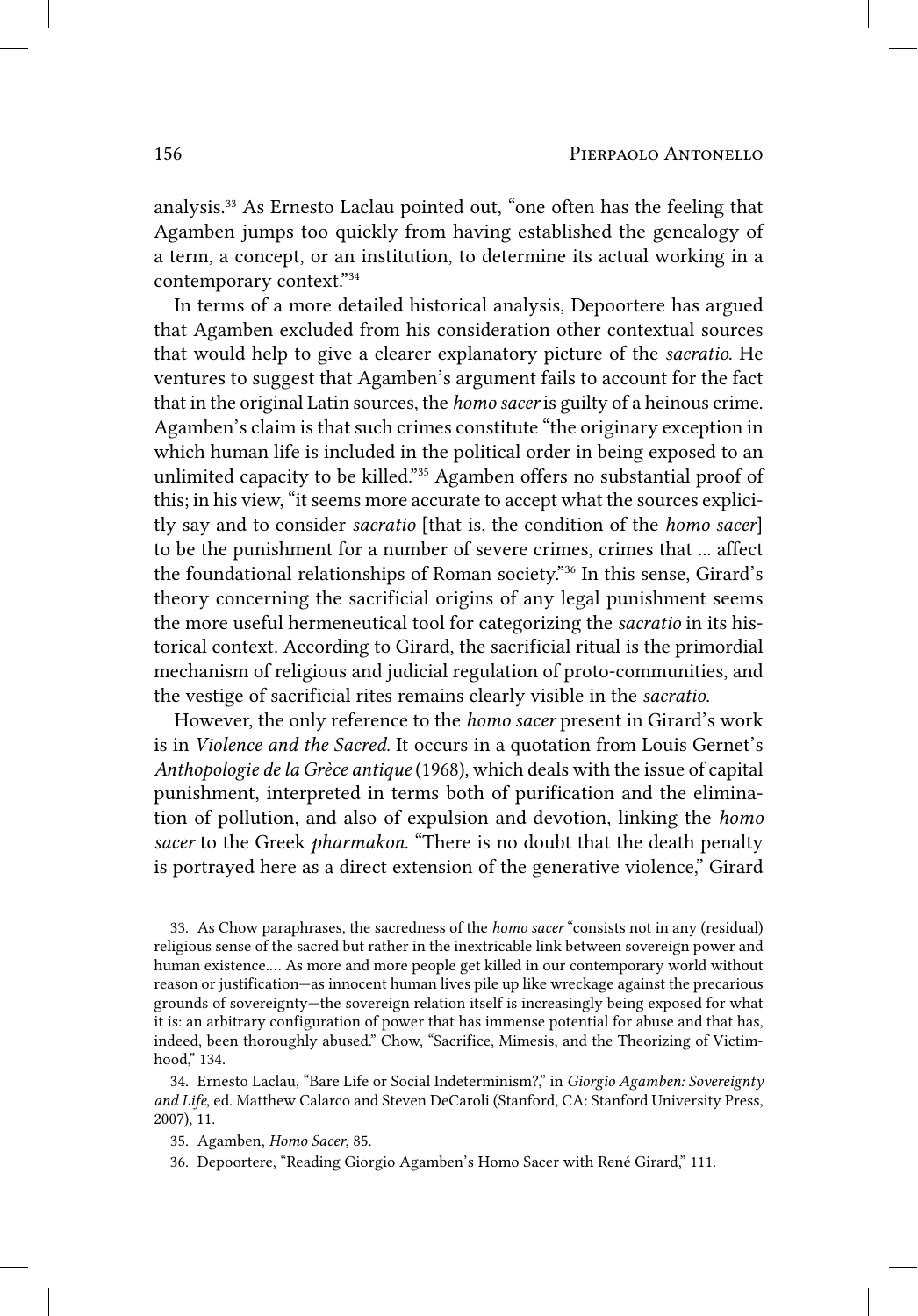analysis.[33] As Ernesto Laclau pointed out, "one often has the feeling that Agamben jumps too quickly from having established the genealogy of a term, a concept, or an institution, to determine its actual working in a contemporary context."[34]

In terms of a more detailed historical analysis, Depoortere has argued that Agamben excluded from his consideration other contextual sources that would help to give a clearer explanatory picture of the *sacratio*. He ventures to suggest that Agamben's argument fails to account for the fact that in the original Latin sources, the *homo sacer* is guilty of a heinous crime. Agamben's claim is that such crimes constitute "the originary exception in which human life is included in the political order in being exposed to an unlimited capacity to be killed."[35] Agamben offers no substantial proof of this; in his view, "it seems more accurate to accept what the sources explicitly say and to consider *sacratio* [that is, the condition of the *homo sacer*] to be the punishment for a number of severe crimes, crimes that … affect the foundational relationships of Roman society."[36] In this sense, Girard's theory concerning the sacrificial origins of any legal punishment seems the more useful hermeneutical tool for categorizing the *sacratio* in its historical context. According to Girard, the sacrificial ritual is the primordial mechanism of religious and judicial regulation of proto-communities, and the vestige of sacrificial rites remains clearly visible in the *sacratio*.

However, the only reference to the *homo sacer* present in Girard's work is in *Violence and the Sacred*. It occurs in a quotation from Louis Gernet's *Anthopologie de la Grèce antique* (1968), which deals with the issue of capital punishment, interpreted in terms both of purification and the elimination of pollution, and also of expulsion and devotion, linking the *homo sacer* to the Greek *pharmakon*. "There is no doubt that the death penalty is portrayed here as a direct extension of the generative violence," Girard

33. As Chow paraphrases, the sacredness of the *homo sacer* "consists not in any (residual) religious sense of the sacred but rather in the inextricable link between sovereign power and human existence.… As more and more people get killed in our contemporary world without reason or justification—as innocent human lives pile up like wreckage against the precarious grounds of sovereignty—the sovereign relation itself is increasingly being exposed for what it is: an arbitrary configuration of power that has immense potential for abuse and that has, indeed, been thoroughly abused." Chow, "Sacrifice, Mimesis, and the Theorizing of Victimhood," 134.

34. Ernesto Laclau, "Bare Life or Social Indeterminism?," in *Giorgio Agamben: Sovereignty and Life*, ed. Matthew Calarco and Steven DeCaroli (Stanford, CA: Stanford University Press, 2007), 11.

35. Agamben, *Homo Sacer*, 85.

36. Depoortere, "Reading Giorgio Agamben's Homo Sacer with René Girard," 111.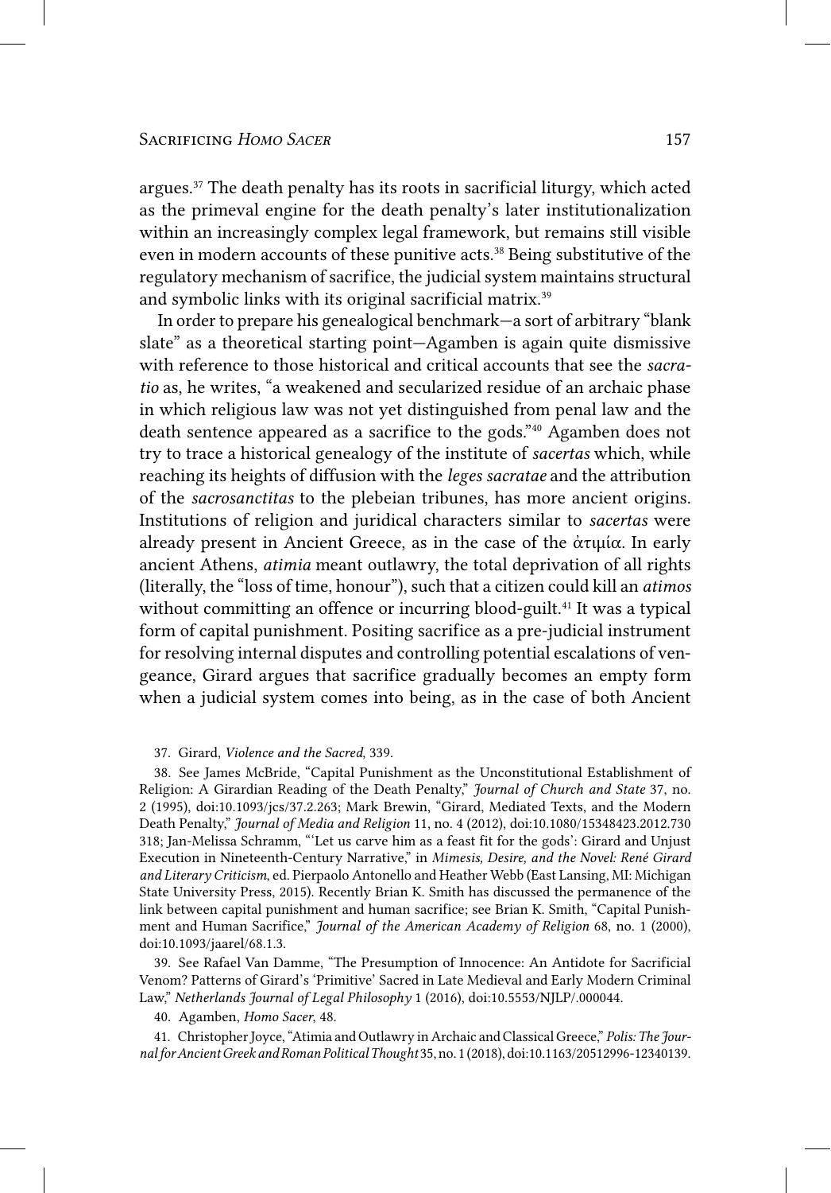argues.[37] The death penalty has its roots in sacrificial liturgy, which acted as the primeval engine for the death penalty's later institutionalization within an increasingly complex legal framework, but remains still visible even in modern accounts of these punitive acts.[38] Being substitutive of the regulatory mechanism of sacrifice, the judicial system maintains structural and symbolic links with its original sacrificial matrix.[39]

In order to prepare his genealogical benchmark—a sort of arbitrary "blank slate" as a theoretical starting point—Agamben is again quite dismissive with reference to those historical and critical accounts that see the *sacratio* as, he writes, "a weakened and secularized residue of an archaic phase in which religious law was not yet distinguished from penal law and the death sentence appeared as a sacrifice to the gods."[40] Agamben does not try to trace a historical genealogy of the institute of *sacertas* which, while reaching its heights of diffusion with the *leges sacratae* and the attribution of the *sacrosanctitas* to the plebeian tribunes, has more ancient origins. Institutions of religion and juridical characters similar to *sacertas* were already present in Ancient Greece, as in the case of the ἀτιμία. In early ancient Athens, *atimia* meant outlawry, the total deprivation of all rights (literally, the "loss of time, honour"), such that a citizen could kill an *atimos* without committing an offence or incurring blood-guilt.[41] It was a typical form of capital punishment. Positing sacrifice as a pre-judicial instrument for resolving internal disputes and controlling potential escalations of vengeance, Girard argues that sacrifice gradually becomes an empty form when a judicial system comes into being, as in the case of both Ancient

37. Girard, *Violence and the Sacred*, 339.

38. See James McBride, "Capital Punishment as the Unconstitutional Establishment of Religion: A Girardian Reading of the Death Penalty," *Journal of Church and State* 37, no. 2 (1995), doi:10.1093/jcs/37.2.263; Mark Brewin, "Girard, Mediated Texts, and the Modern Death Penalty," *Journal of Media and Religion* 11, no. 4 (2012), doi:10.1080/15348423.2012.730318; Jan-Melissa Schramm, "'Let us carve him as a feast fit for the gods': Girard and Unjust Execution in Nineteenth-Century Narrative," in *Mimesis, Desire, and the Novel: René Girard and Literary Criticism*, ed. Pierpaolo Antonello and Heather Webb (East Lansing, MI: Michigan State University Press, 2015). Recently Brian K. Smith has discussed the permanence of the link between capital punishment and human sacrifice; see Brian K. Smith, "Capital Punishment and Human Sacrifice," *Journal of the American Academy of Religion* 68, no. 1 (2000), doi:10.1093/jaarel/68.1.3.

39. See Rafael Van Damme, "The Presumption of Innocence: An Antidote for Sacrificial Venom? Patterns of Girard's 'Primitive' Sacred in Late Medieval and Early Modern Criminal Law," *Netherlands Journal of Legal Philosophy* 1 (2016), doi:10.5553/NJLP/.000044.

40. Agamben, *Homo Sacer*, 48.

41. Christopher Joyce, "Atimia and Outlawry in Archaic and Classical Greece," *Polis: The Journal for Ancient Greek and Roman Political Thought* 35, no. 1 (2018), doi:10.1163/20512996-12340139.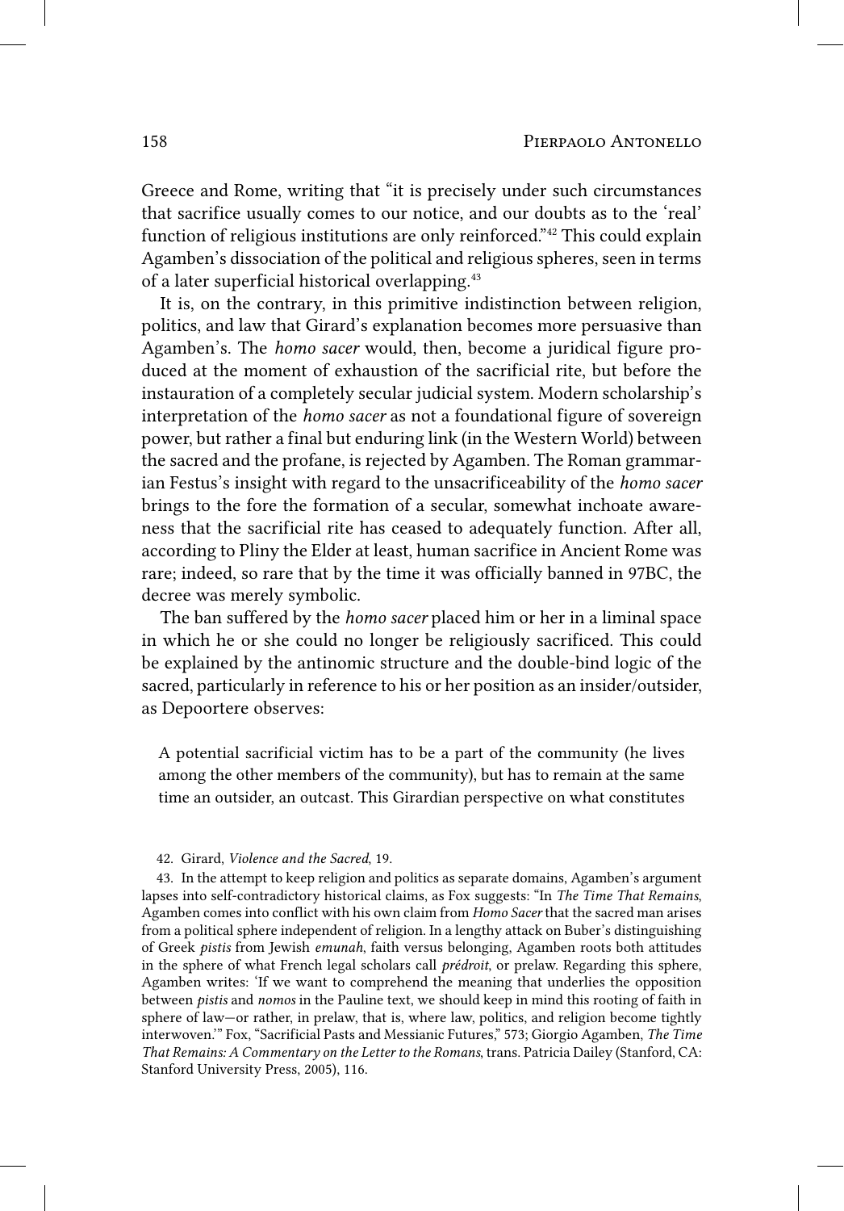Greece and Rome, writing that "it is precisely under such circumstances that sacrifice usually comes to our notice, and our doubts as to the 'real' function of religious institutions are only reinforced."[42] This could explain Agamben's dissociation of the political and religious spheres, seen in terms of a later superficial historical overlapping.[43]

It is, on the contrary, in this primitive indistinction between religion, politics, and law that Girard's explanation becomes more persuasive than Agamben's. The *homo sacer* would, then, become a juridical figure produced at the moment of exhaustion of the sacrificial rite, but before the instauration of a completely secular judicial system. Modern scholarship's interpretation of the *homo sacer* as not a foundational figure of sovereign power, but rather a final but enduring link (in the Western World) between the sacred and the profane, is rejected by Agamben. The Roman grammarian Festus's insight with regard to the unsacrificeability of the *homo sacer* brings to the fore the formation of a secular, somewhat inchoate awareness that the sacrificial rite has ceased to adequately function. After all, according to Pliny the Elder at least, human sacrifice in Ancient Rome was rare; indeed, so rare that by the time it was officially banned in 97BC, the decree was merely symbolic.

The ban suffered by the *homo sacer* placed him or her in a liminal space in which he or she could no longer be religiously sacrificed. This could be explained by the antinomic structure and the double-bind logic of the sacred, particularly in reference to his or her position as an insider/outsider, as Depoortere observes:

> A potential sacrificial victim has to be a part of the community (he lives among the other members of the community), but has to remain at the same time an outsider, an outcast. This Girardian perspective on what constitutes

42. Girard, *Violence and the Sacred*, 19.

43. In the attempt to keep religion and politics as separate domains, Agamben's argument lapses into self-contradictory historical claims, as Fox suggests: "In *The Time That Remains*, Agamben comes into conflict with his own claim from *Homo Sacer* that the sacred man arises from a political sphere independent of religion. In a lengthy attack on Buber's distinguishing of Greek *pistis* from Jewish *emunah*, faith versus belonging, Agamben roots both attitudes in the sphere of what French legal scholars call *prédroit*, or prelaw. Regarding this sphere, Agamben writes: 'If we want to comprehend the meaning that underlies the opposition between *pistis* and *nomos* in the Pauline text, we should keep in mind this rooting of faith in sphere of law—or rather, in prelaw, that is, where law, politics, and religion become tightly interwoven.'" Fox, "Sacrificial Pasts and Messianic Futures," 573; Giorgio Agamben, *The Time That Remains: A Commentary on the Letter to the Romans*, trans. Patricia Dailey (Stanford, CA: Stanford University Press, 2005), 116.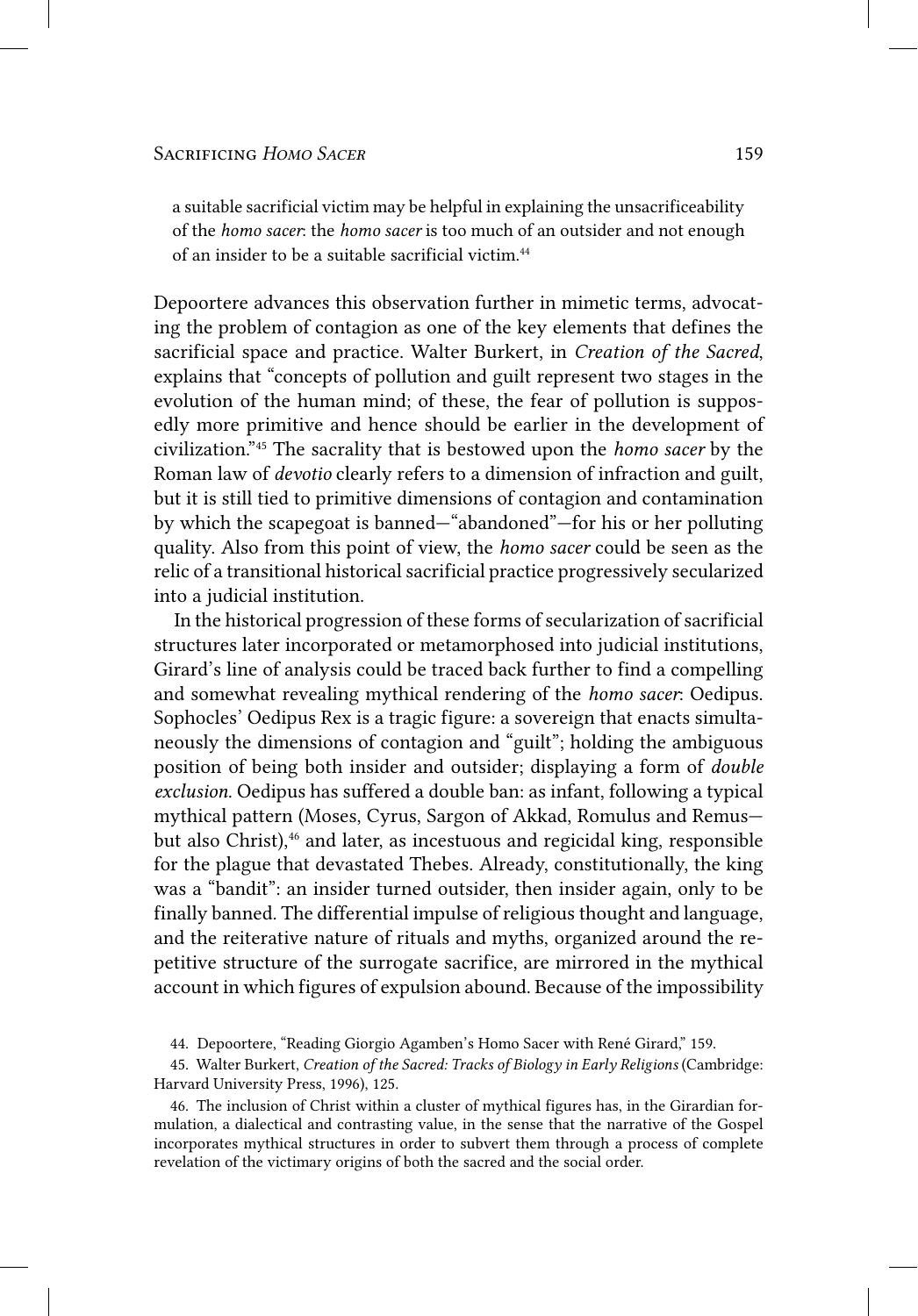a suitable sacrificial victim may be helpful in explaining the unsacrificeability of the *homo sacer*: the *homo sacer* is too much of an outsider and not enough of an insider to be a suitable sacrificial victim.[44]

Depoortere advances this observation further in mimetic terms, advocating the problem of contagion as one of the key elements that defines the sacrificial space and practice. Walter Burkert, in *Creation of the Sacred*, explains that "concepts of pollution and guilt represent two stages in the evolution of the human mind; of these, the fear of pollution is supposedly more primitive and hence should be earlier in the development of civilization."[45] The sacrality that is bestowed upon the *homo sacer* by the Roman law of *devotio* clearly refers to a dimension of infraction and guilt, but it is still tied to primitive dimensions of contagion and contamination by which the scapegoat is banned—"abandoned"—for his or her polluting quality. Also from this point of view, the *homo sacer* could be seen as the relic of a transitional historical sacrificial practice progressively secularized into a judicial institution.

In the historical progression of these forms of secularization of sacrificial structures later incorporated or metamorphosed into judicial institutions, Girard's line of analysis could be traced back further to find a compelling and somewhat revealing mythical rendering of the *homo sacer*: Oedipus. Sophocles' Oedipus Rex is a tragic figure: a sovereign that enacts simultaneously the dimensions of contagion and "guilt"; holding the ambiguous position of being both insider and outsider; displaying a form of *double exclusion*. Oedipus has suffered a double ban: as infant, following a typical mythical pattern (Moses, Cyrus, Sargon of Akkad, Romulus and Remus—but also Christ),[46] and later, as incestuous and regicidal king, responsible for the plague that devastated Thebes. Already, constitutionally, the king was a "bandit": an insider turned outsider, then insider again, only to be finally banned. The differential impulse of religious thought and language, and the reiterative nature of rituals and myths, organized around the repetitive structure of the surrogate sacrifice, are mirrored in the mythical account in which figures of expulsion abound. Because of the impossibility

44. Depoortere, "Reading Giorgio Agamben's Homo Sacer with René Girard," 159.

45. Walter Burkert, *Creation of the Sacred: Tracks of Biology in Early Religions* (Cambridge: Harvard University Press, 1996), 125.

46. The inclusion of Christ within a cluster of mythical figures has, in the Girardian formulation, a dialectical and contrasting value, in the sense that the narrative of the Gospel incorporates mythical structures in order to subvert them through a process of complete revelation of the victimary origins of both the sacred and the social order.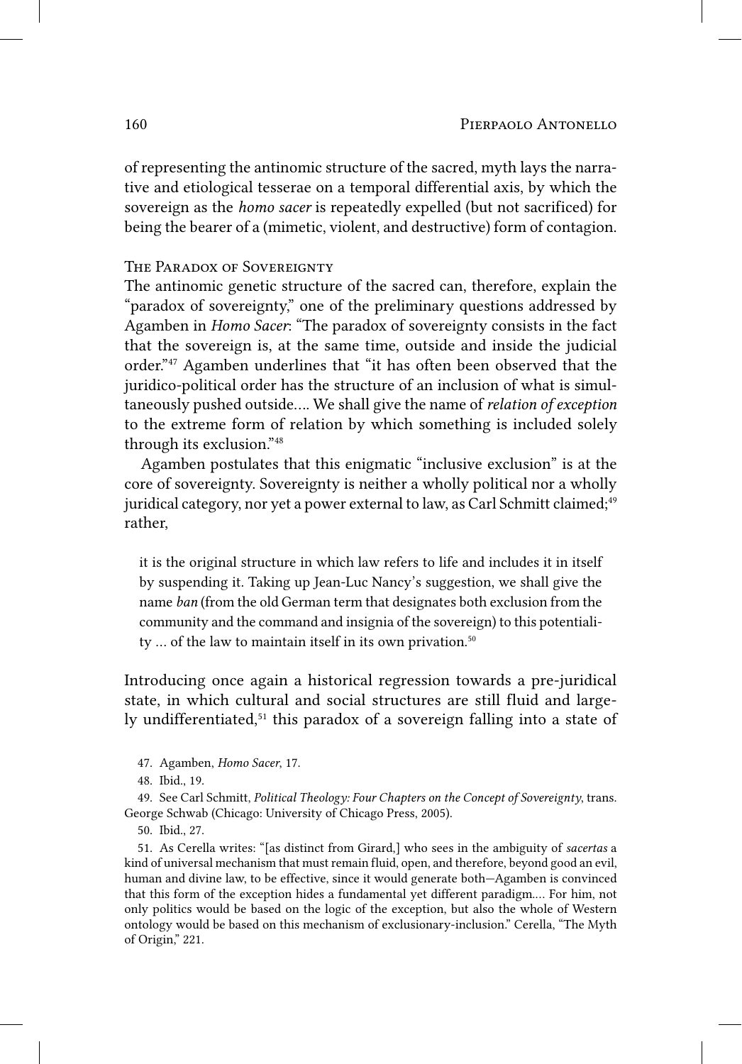of representing the antinomic structure of the sacred, myth lays the narrative and etiological tesserae on a temporal differential axis, by which the sovereign as the *homo sacer* is repeatedly expelled (but not sacrificed) for being the bearer of a (mimetic, violent, and destructive) form of contagion.

### The Paradox of Sovereignty

The antinomic genetic structure of the sacred can, therefore, explain the "paradox of sovereignty," one of the preliminary questions addressed by Agamben in *Homo Sacer*: "The paradox of sovereignty consists in the fact that the sovereign is, at the same time, outside and inside the judicial order."[47] Agamben underlines that "it has often been observed that the juridico-political order has the structure of an inclusion of what is simultaneously pushed outside.... We shall give the name of *relation of exception* to the extreme form of relation by which something is included solely through its exclusion."[48]

Agamben postulates that this enigmatic "inclusive exclusion" is at the core of sovereignty. Sovereignty is neither a wholly political nor a wholly juridical category, nor yet a power external to law, as Carl Schmitt claimed;[49] rather,

> it is the original structure in which law refers to life and includes it in itself by suspending it. Taking up Jean-Luc Nancy's suggestion, we shall give the name *ban* (from the old German term that designates both exclusion from the community and the command and insignia of the sovereign) to this potentiality ... of the law to maintain itself in its own privation.[50]

Introducing once again a historical regression towards a pre-juridical state, in which cultural and social structures are still fluid and largely undifferentiated,[51] this paradox of a sovereign falling into a state of

47. Agamben, *Homo Sacer*, 17.

48. Ibid., 19.

49. See Carl Schmitt, *Political Theology: Four Chapters on the Concept of Sovereignty*, trans. George Schwab (Chicago: University of Chicago Press, 2005).

50. Ibid., 27.

51. As Cerella writes: "[as distinct from Girard,] who sees in the ambiguity of *sacertas* a kind of universal mechanism that must remain fluid, open, and therefore, beyond good an evil, human and divine law, to be effective, since it would generate both—Agamben is convinced that this form of the exception hides a fundamental yet different paradigm.... For him, not only politics would be based on the logic of the exception, but also the whole of Western ontology would be based on this mechanism of exclusionary-inclusion." Cerella, "The Myth of Origin," 221.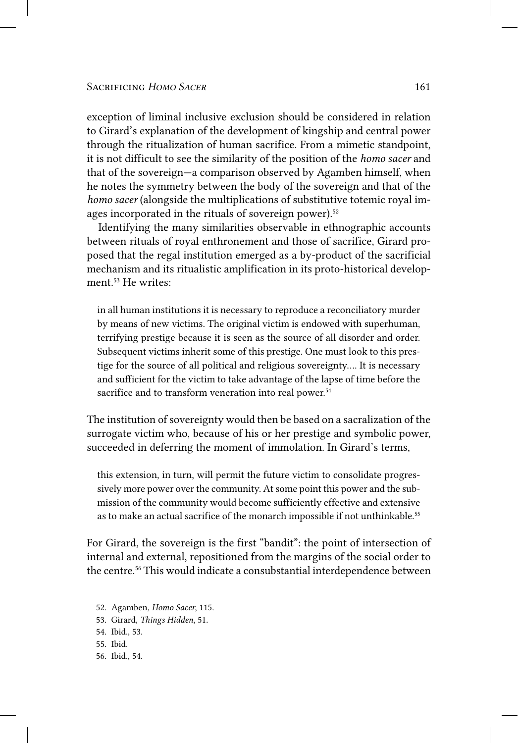exception of liminal inclusive exclusion should be considered in relation to Girard's explanation of the development of kingship and central power through the ritualization of human sacrifice. From a mimetic standpoint, it is not difficult to see the similarity of the position of the *homo sacer* and that of the sovereign—a comparison observed by Agamben himself, when he notes the symmetry between the body of the sovereign and that of the *homo sacer* (alongside the multiplications of substitutive totemic royal images incorporated in the rituals of sovereign power).[52]

Identifying the many similarities observable in ethnographic accounts between rituals of royal enthronement and those of sacrifice, Girard proposed that the regal institution emerged as a by-product of the sacrificial mechanism and its ritualistic amplification in its proto-historical development.[53] He writes:

> in all human institutions it is necessary to reproduce a reconciliatory murder by means of new victims. The original victim is endowed with superhuman, terrifying prestige because it is seen as the source of all disorder and order. Subsequent victims inherit some of this prestige. One must look to this prestige for the source of all political and religious sovereignty.... It is necessary and sufficient for the victim to take advantage of the lapse of time before the sacrifice and to transform veneration into real power.[54]

The institution of sovereignty would then be based on a sacralization of the surrogate victim who, because of his or her prestige and symbolic power, succeeded in deferring the moment of immolation. In Girard's terms,

> this extension, in turn, will permit the future victim to consolidate progressively more power over the community. At some point this power and the submission of the community would become sufficiently effective and extensive as to make an actual sacrifice of the monarch impossible if not unthinkable.[55]

For Girard, the sovereign is the first "bandit": the point of intersection of internal and external, repositioned from the margins of the social order to the centre.[56] This would indicate a consubstantial interdependence between

52. Agamben, *Homo Sacer*, 115.
53. Girard, *Things Hidden*, 51.
54. Ibid., 53.
55. Ibid.
56. Ibid., 54.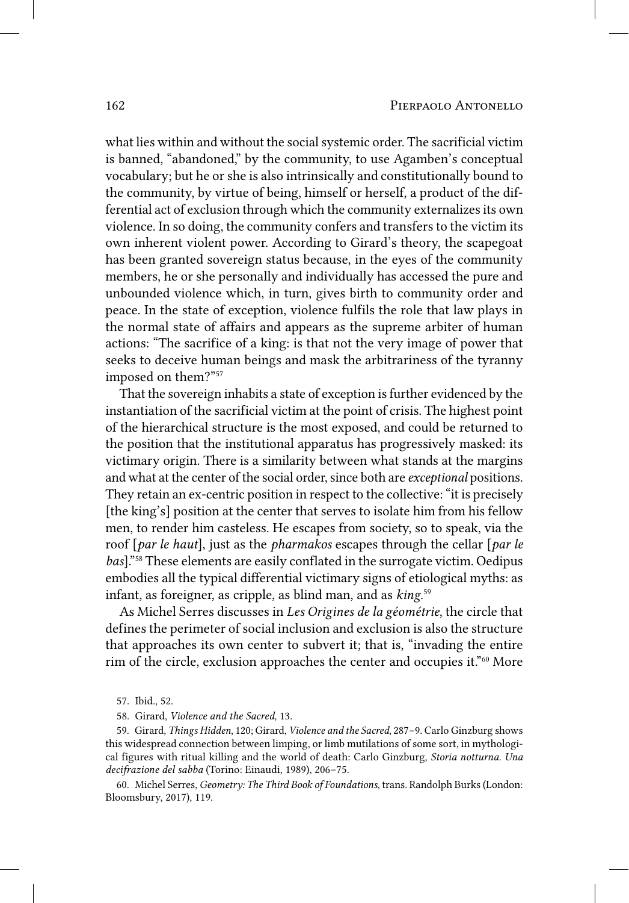what lies within and without the social systemic order. The sacrificial victim is banned, "abandoned," by the community, to use Agamben's conceptual vocabulary; but he or she is also intrinsically and constitutionally bound to the community, by virtue of being, himself or herself, a product of the differential act of exclusion through which the community externalizes its own violence. In so doing, the community confers and transfers to the victim its own inherent violent power. According to Girard's theory, the scapegoat has been granted sovereign status because, in the eyes of the community members, he or she personally and individually has accessed the pure and unbounded violence which, in turn, gives birth to community order and peace. In the state of exception, violence fulfils the role that law plays in the normal state of affairs and appears as the supreme arbiter of human actions: "The sacrifice of a king: is that not the very image of power that seeks to deceive human beings and mask the arbitrariness of the tyranny imposed on them?"[57]

That the sovereign inhabits a state of exception is further evidenced by the instantiation of the sacrificial victim at the point of crisis. The highest point of the hierarchical structure is the most exposed, and could be returned to the position that the institutional apparatus has progressively masked: its victimary origin. There is a similarity between what stands at the margins and what at the center of the social order, since both are *exceptional* positions. They retain an ex-centric position in respect to the collective: "it is precisely [the king's] position at the center that serves to isolate him from his fellow men, to render him casteless. He escapes from society, so to speak, via the roof [*par le haut*], just as the *pharmakos* escapes through the cellar [*par le bas*]."[58] These elements are easily conflated in the surrogate victim. Oedipus embodies all the typical differential victimary signs of etiological myths: as infant, as foreigner, as cripple, as blind man, and as *king*.[59]

As Michel Serres discusses in *Les Origines de la géométrie*, the circle that defines the perimeter of social inclusion and exclusion is also the structure that approaches its own center to subvert it; that is, "invading the entire rim of the circle, exclusion approaches the center and occupies it."[60] More

57. Ibid., 52.

58. Girard, *Violence and the Sacred*, 13.

59. Girard, *Things Hidden*, 120; Girard, *Violence and the Sacred*, 287–9. Carlo Ginzburg shows this widespread connection between limping, or limb mutilations of some sort, in mythological figures with ritual killing and the world of death: Carlo Ginzburg, *Storia notturna. Una decifrazione del sabba* (Torino: Einaudi, 1989), 206–75.

60. Michel Serres, *Geometry: The Third Book of Foundations*, trans. Randolph Burks (London: Bloomsbury, 2017), 119.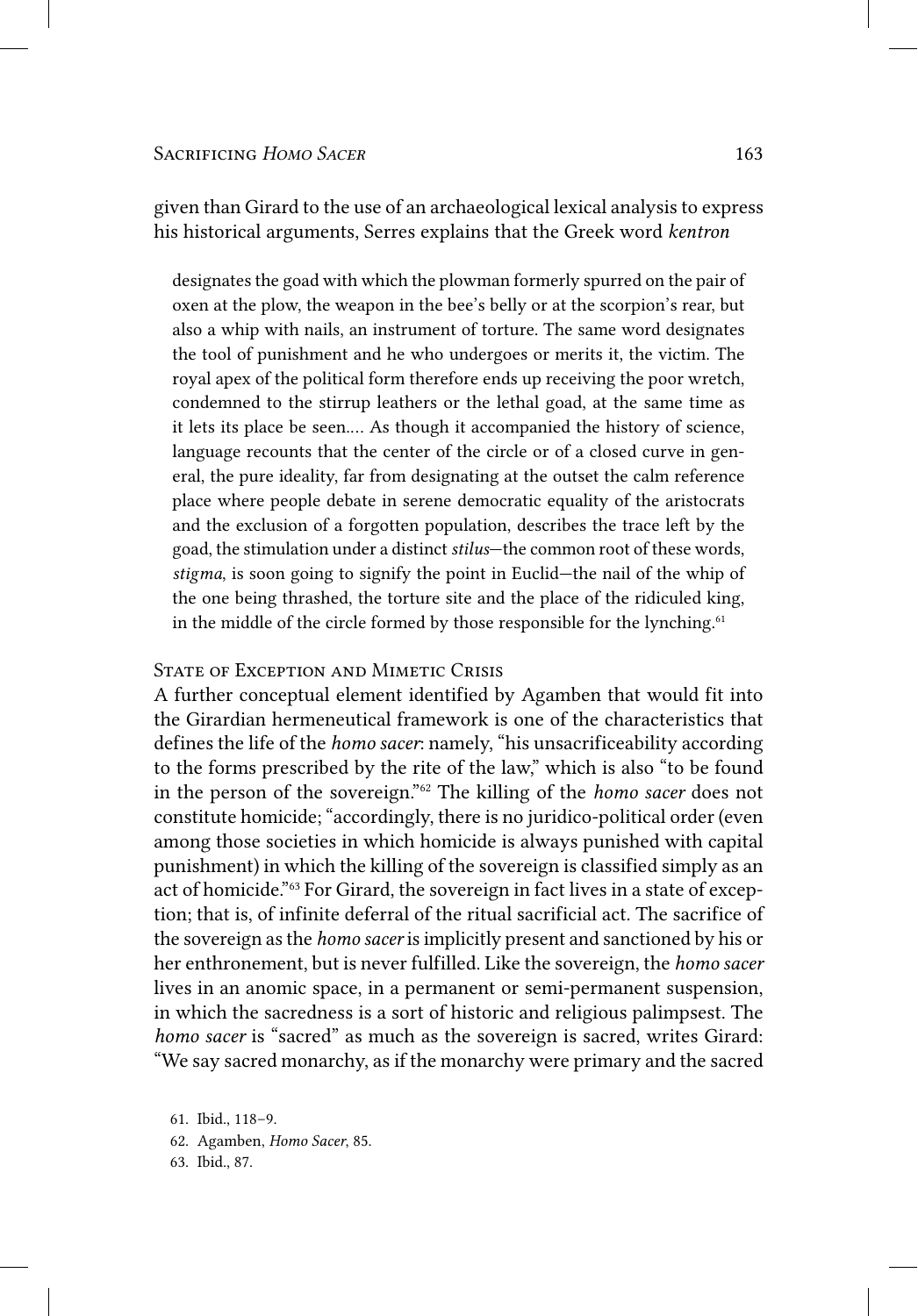given than Girard to the use of an archaeological lexical analysis to express his historical arguments, Serres explains that the Greek word *kentron*

> designates the goad with which the plowman formerly spurred on the pair of oxen at the plow, the weapon in the bee's belly or at the scorpion's rear, but also a whip with nails, an instrument of torture. The same word designates the tool of punishment and he who undergoes or merits it, the victim. The royal apex of the political form therefore ends up receiving the poor wretch, condemned to the stirrup leathers or the lethal goad, at the same time as it lets its place be seen.... As though it accompanied the history of science, language recounts that the center of the circle or of a closed curve in general, the pure ideality, far from designating at the outset the calm reference place where people debate in serene democratic equality of the aristocrats and the exclusion of a forgotten population, describes the trace left by the goad, the stimulation under a distinct *stilus*—the common root of these words, *stigma*, is soon going to signify the point in Euclid—the nail of the whip of the one being thrashed, the torture site and the place of the ridiculed king, in the middle of the circle formed by those responsible for the lynching.[61]

## State of Exception and Mimetic Crisis

A further conceptual element identified by Agamben that would fit into the Girardian hermeneutical framework is one of the characteristics that defines the life of the *homo sacer*: namely, "his unsacrificeability according to the forms prescribed by the rite of the law," which is also "to be found in the person of the sovereign."[62] The killing of the *homo sacer* does not constitute homicide; "accordingly, there is no juridico-political order (even among those societies in which homicide is always punished with capital punishment) in which the killing of the sovereign is classified simply as an act of homicide."[63] For Girard, the sovereign in fact lives in a state of exception; that is, of infinite deferral of the ritual sacrificial act. The sacrifice of the sovereign as the *homo sacer* is implicitly present and sanctioned by his or her enthronement, but is never fulfilled. Like the sovereign, the *homo sacer* lives in an anomic space, in a permanent or semi-permanent suspension, in which the sacredness is a sort of historic and religious palimpsest. The *homo sacer* is "sacred" as much as the sovereign is sacred, writes Girard: "We say sacred monarchy, as if the monarchy were primary and the sacred

61. Ibid., 118–9.
62. Agamben, *Homo Sacer*, 85.
63. Ibid., 87.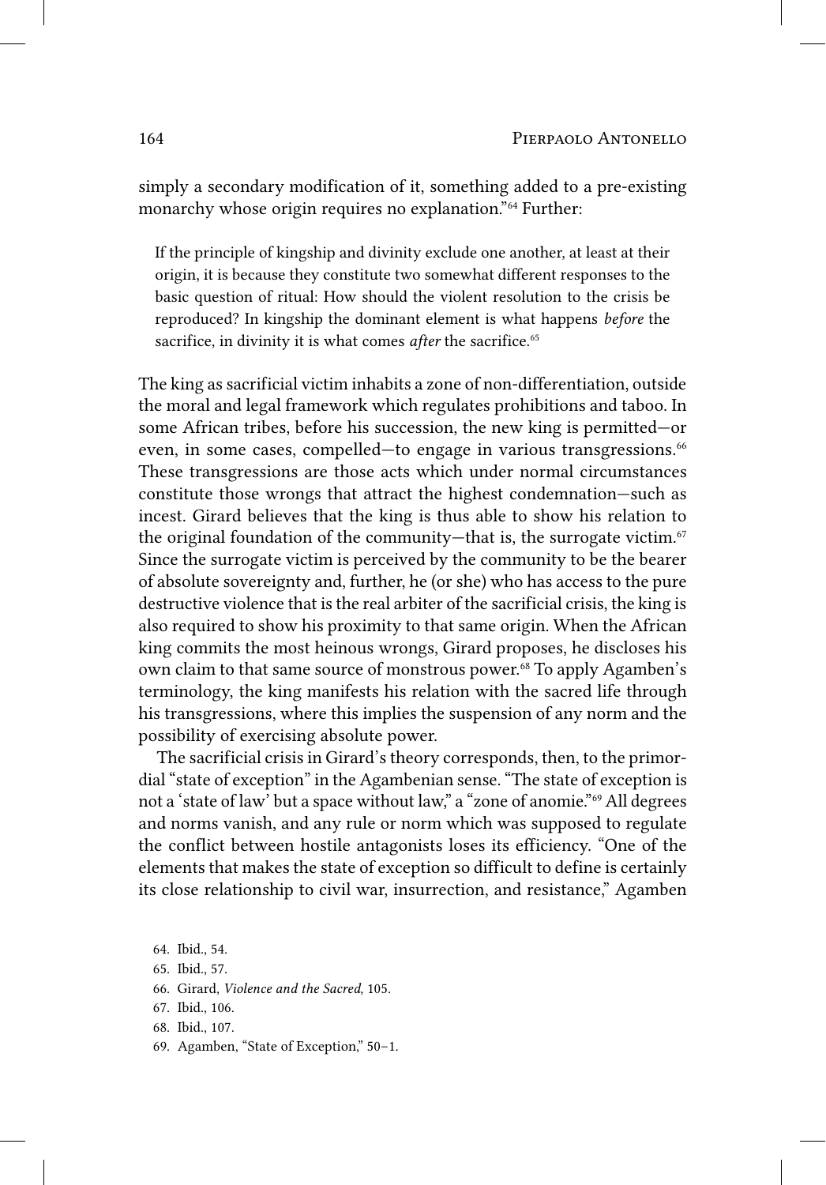simply a secondary modification of it, something added to a pre-existing monarchy whose origin requires no explanation."[64] Further:

> If the principle of kingship and divinity exclude one another, at least at their origin, it is because they constitute two somewhat different responses to the basic question of ritual: How should the violent resolution to the crisis be reproduced? In kingship the dominant element is what happens *before* the sacrifice, in divinity it is what comes *after* the sacrifice.[65]

The king as sacrificial victim inhabits a zone of non-differentiation, outside the moral and legal framework which regulates prohibitions and taboo. In some African tribes, before his succession, the new king is permitted—or even, in some cases, compelled—to engage in various transgressions.[66] These transgressions are those acts which under normal circumstances constitute those wrongs that attract the highest condemnation—such as incest. Girard believes that the king is thus able to show his relation to the original foundation of the community—that is, the surrogate victim.[67] Since the surrogate victim is perceived by the community to be the bearer of absolute sovereignty and, further, he (or she) who has access to the pure destructive violence that is the real arbiter of the sacrificial crisis, the king is also required to show his proximity to that same origin. When the African king commits the most heinous wrongs, Girard proposes, he discloses his own claim to that same source of monstrous power.[68] To apply Agamben's terminology, the king manifests his relation with the sacred life through his transgressions, where this implies the suspension of any norm and the possibility of exercising absolute power.

The sacrificial crisis in Girard's theory corresponds, then, to the primordial "state of exception" in the Agambenian sense. "The state of exception is not a 'state of law' but a space without law," a "zone of anomie."[69] All degrees and norms vanish, and any rule or norm which was supposed to regulate the conflict between hostile antagonists loses its efficiency. "One of the elements that makes the state of exception so difficult to define is certainly its close relationship to civil war, insurrection, and resistance," Agamben

64. Ibid., 54.
65. Ibid., 57.
66. Girard, *Violence and the Sacred*, 105.
67. Ibid., 106.
68. Ibid., 107.
69. Agamben, "State of Exception," 50–1.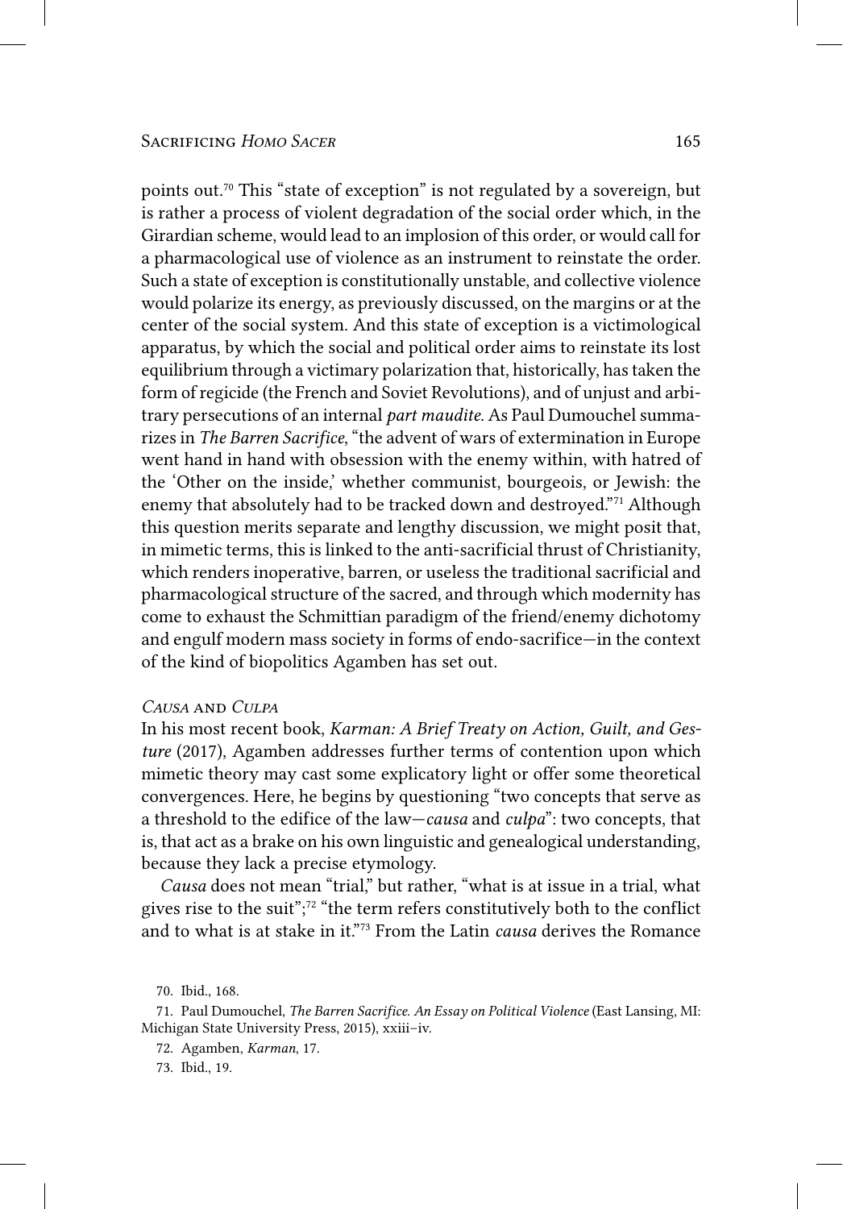points out.[70] This "state of exception" is not regulated by a sovereign, but is rather a process of violent degradation of the social order which, in the Girardian scheme, would lead to an implosion of this order, or would call for a pharmacological use of violence as an instrument to reinstate the order. Such a state of exception is constitutionally unstable, and collective violence would polarize its energy, as previously discussed, on the margins or at the center of the social system. And this state of exception is a victimological apparatus, by which the social and political order aims to reinstate its lost equilibrium through a victimary polarization that, historically, has taken the form of regicide (the French and Soviet Revolutions), and of unjust and arbitrary persecutions of an internal *part maudite*. As Paul Dumouchel summarizes in *The Barren Sacrifice*, "the advent of wars of extermination in Europe went hand in hand with obsession with the enemy within, with hatred of the 'Other on the inside,' whether communist, bourgeois, or Jewish: the enemy that absolutely had to be tracked down and destroyed."[71] Although this question merits separate and lengthy discussion, we might posit that, in mimetic terms, this is linked to the anti-sacrificial thrust of Christianity, which renders inoperative, barren, or useless the traditional sacrificial and pharmacological structure of the sacred, and through which modernity has come to exhaust the Schmittian paradigm of the friend/enemy dichotomy and engulf modern mass society in forms of endo-sacrifice—in the context of the kind of biopolitics Agamben has set out.

### *Causa* and *Culpa*

In his most recent book, *Karman: A Brief Treaty on Action, Guilt, and Gesture* (2017), Agamben addresses further terms of contention upon which mimetic theory may cast some explicatory light or offer some theoretical convergences. Here, he begins by questioning "two concepts that serve as a threshold to the edifice of the law—*causa* and *culpa*": two concepts, that is, that act as a brake on his own linguistic and genealogical understanding, because they lack a precise etymology.

*Causa* does not mean "trial," but rather, "what is at issue in a trial, what gives rise to the suit";[72] "the term refers constitutively both to the conflict and to what is at stake in it."[73] From the Latin *causa* derives the Romance

70. Ibid., 168.

71. Paul Dumouchel, *The Barren Sacrifice. An Essay on Political Violence* (East Lansing, MI: Michigan State University Press, 2015), xxiii–iv.

72. Agamben, *Karman*, 17.

73. Ibid., 19.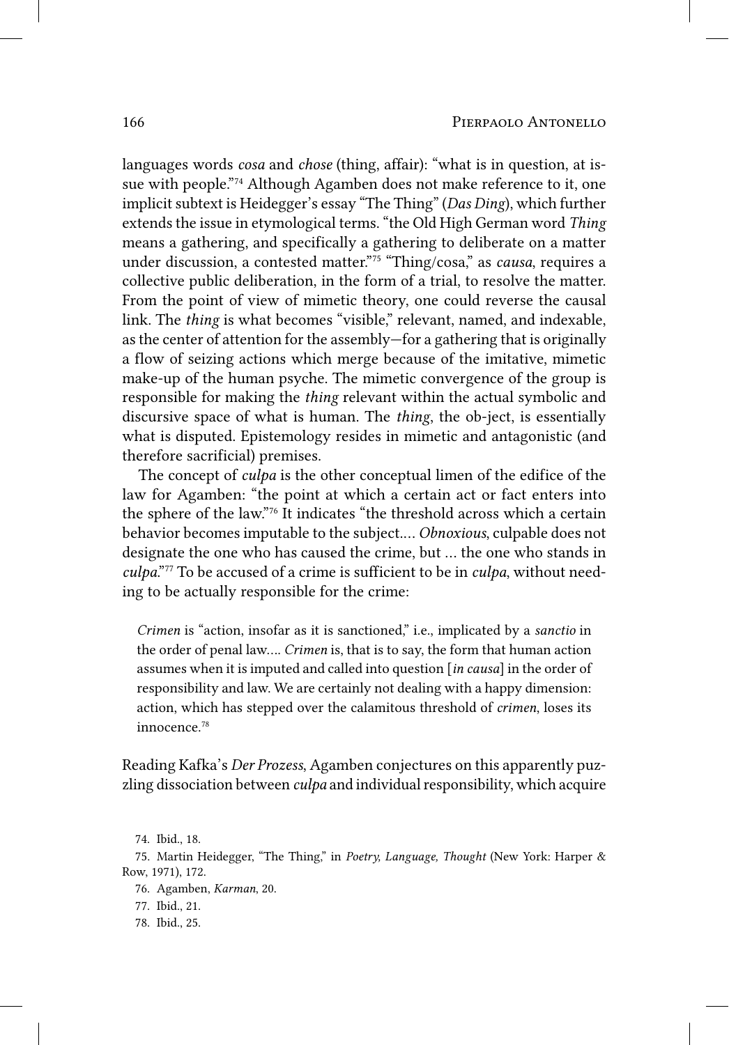languages words *cosa* and *chose* (thing, affair): "what is in question, at issue with people."[74] Although Agamben does not make reference to it, one implicit subtext is Heidegger's essay "The Thing" (*Das Ding*), which further extends the issue in etymological terms. "the Old High German word *Thing* means a gathering, and specifically a gathering to deliberate on a matter under discussion, a contested matter."[75] "Thing/cosa," as *causa*, requires a collective public deliberation, in the form of a trial, to resolve the matter. From the point of view of mimetic theory, one could reverse the causal link. The *thing* is what becomes "visible," relevant, named, and indexable, as the center of attention for the assembly—for a gathering that is originally a flow of seizing actions which merge because of the imitative, mimetic make-up of the human psyche. The mimetic convergence of the group is responsible for making the *thing* relevant within the actual symbolic and discursive space of what is human. The *thing*, the ob-ject, is essentially what is disputed. Epistemology resides in mimetic and antagonistic (and therefore sacrificial) premises.

The concept of *culpa* is the other conceptual limen of the edifice of the law for Agamben: "the point at which a certain act or fact enters into the sphere of the law."[76] It indicates "the threshold across which a certain behavior becomes imputable to the subject.... *Obnoxious*, culpable does not designate the one who has caused the crime, but ... the one who stands in *culpa*."[77] To be accused of a crime is sufficient to be in *culpa*, without needing to be actually responsible for the crime:

> *Crimen* is "action, insofar as it is sanctioned," i.e., implicated by a *sanctio* in the order of penal law.... *Crimen* is, that is to say, the form that human action assumes when it is imputed and called into question [*in causa*] in the order of responsibility and law. We are certainly not dealing with a happy dimension: action, which has stepped over the calamitous threshold of *crimen*, loses its innocence.[78]

Reading Kafka's *Der Prozess*, Agamben conjectures on this apparently puzzling dissociation between *culpa* and individual responsibility, which acquire

74. Ibid., 18.

75. Martin Heidegger, "The Thing," in *Poetry, Language, Thought* (New York: Harper & Row, 1971), 172.

76. Agamben, *Karman*, 20.

77. Ibid., 21.

78. Ibid., 25.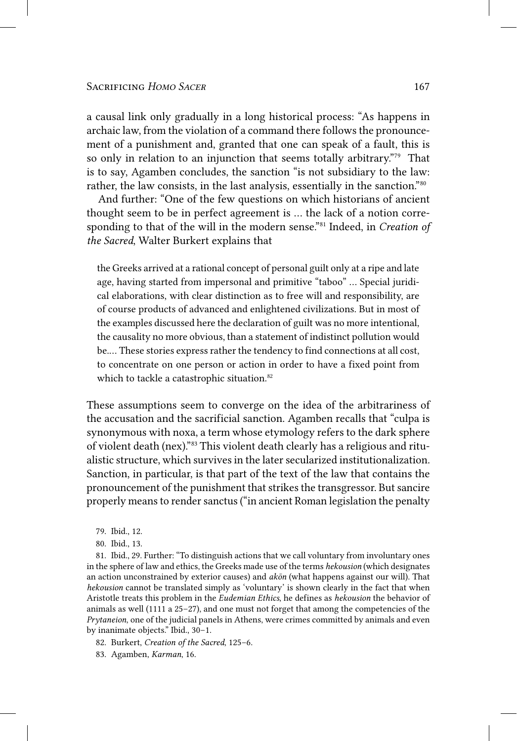a causal link only gradually in a long historical process: "As happens in archaic law, from the violation of a command there follows the pronouncement of a punishment and, granted that one can speak of a fault, this is so only in relation to an injunction that seems totally arbitrary."[79] That is to say, Agamben concludes, the sanction "is not subsidiary to the law: rather, the law consists, in the last analysis, essentially in the sanction."[80]

And further: "One of the few questions on which historians of ancient thought seem to be in perfect agreement is … the lack of a notion corresponding to that of the will in the modern sense."[81] Indeed, in *Creation of the Sacred*, Walter Burkert explains that

> the Greeks arrived at a rational concept of personal guilt only at a ripe and late age, having started from impersonal and primitive "taboo" … Special juridical elaborations, with clear distinction as to free will and responsibility, are of course products of advanced and enlightened civilizations. But in most of the examples discussed here the declaration of guilt was no more intentional, the causality no more obvious, than a statement of indistinct pollution would be.… These stories express rather the tendency to find connections at all cost, to concentrate on one person or action in order to have a fixed point from which to tackle a catastrophic situation.[82]

These assumptions seem to converge on the idea of the arbitrariness of the accusation and the sacrificial sanction. Agamben recalls that "culpa is synonymous with noxa, a term whose etymology refers to the dark sphere of violent death (nex)."[83] This violent death clearly has a religious and ritualistic structure, which survives in the later secularized institutionalization. Sanction, in particular, is that part of the text of the law that contains the pronouncement of the punishment that strikes the transgressor. But sancire properly means to render sanctus ("in ancient Roman legislation the penalty

79. Ibid., 12.

80. Ibid., 13.

81. Ibid., 29. Further: "To distinguish actions that we call voluntary from involuntary ones in the sphere of law and ethics, the Greeks made use of the terms *hekousion* (which designates an action unconstrained by exterior causes) and *akōn* (what happens against our will). That *hekousion* cannot be translated simply as 'voluntary' is shown clearly in the fact that when Aristotle treats this problem in the *Eudemian Ethics*, he defines as *hekousion* the behavior of animals as well (1111 a 25–27), and one must not forget that among the competencies of the *Prytaneion*, one of the judicial panels in Athens, were crimes committed by animals and even by inanimate objects." Ibid., 30–1.

82. Burkert, *Creation of the Sacred*, 125–6.

83. Agamben, *Karman*, 16.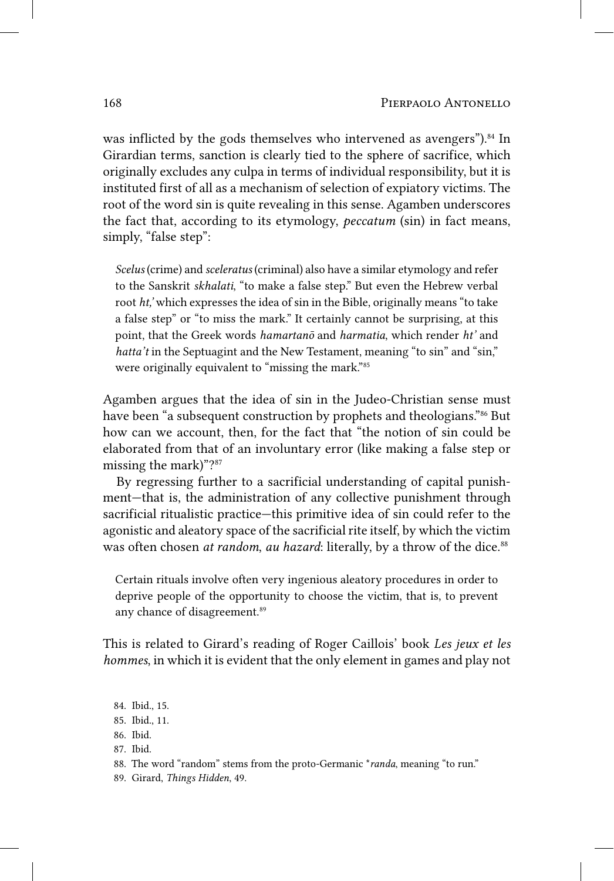was inflicted by the gods themselves who intervened as avengers").[84] In Girardian terms, sanction is clearly tied to the sphere of sacrifice, which originally excludes any culpa in terms of individual responsibility, but it is instituted first of all as a mechanism of selection of expiatory victims. The root of the word sin is quite revealing in this sense. Agamben underscores the fact that, according to its etymology, *peccatum* (sin) in fact means, simply, "false step":

> *Scelus* (crime) and *sceleratus* (criminal) also have a similar etymology and refer to the Sanskrit *skhalati*, "to make a false step." But even the Hebrew verbal root *ht,'* which expresses the idea of sin in the Bible, originally means "to take a false step" or "to miss the mark." It certainly cannot be surprising, at this point, that the Greek words *hamartanō* and *harmatia*, which render *ht'* and *hatta't* in the Septuagint and the New Testament, meaning "to sin" and "sin," were originally equivalent to "missing the mark."[85]

Agamben argues that the idea of sin in the Judeo-Christian sense must have been "a subsequent construction by prophets and theologians."[86] But how can we account, then, for the fact that "the notion of sin could be elaborated from that of an involuntary error (like making a false step or missing the mark)"?[87]

By regressing further to a sacrificial understanding of capital punishment—that is, the administration of any collective punishment through sacrificial ritualistic practice—this primitive idea of sin could refer to the agonistic and aleatory space of the sacrificial rite itself, by which the victim was often chosen *at random*, *au hazard*: literally, by a throw of the dice.[88]

> Certain rituals involve often very ingenious aleatory procedures in order to deprive people of the opportunity to choose the victim, that is, to prevent any chance of disagreement.[89]

This is related to Girard's reading of Roger Caillois' book *Les jeux et les hommes*, in which it is evident that the only element in games and play not

84. Ibid., 15.
85. Ibid., 11.
86. Ibid.
87. Ibid.
88. The word "random" stems from the proto-Germanic **randa*, meaning "to run."
89. Girard, *Things Hidden*, 49.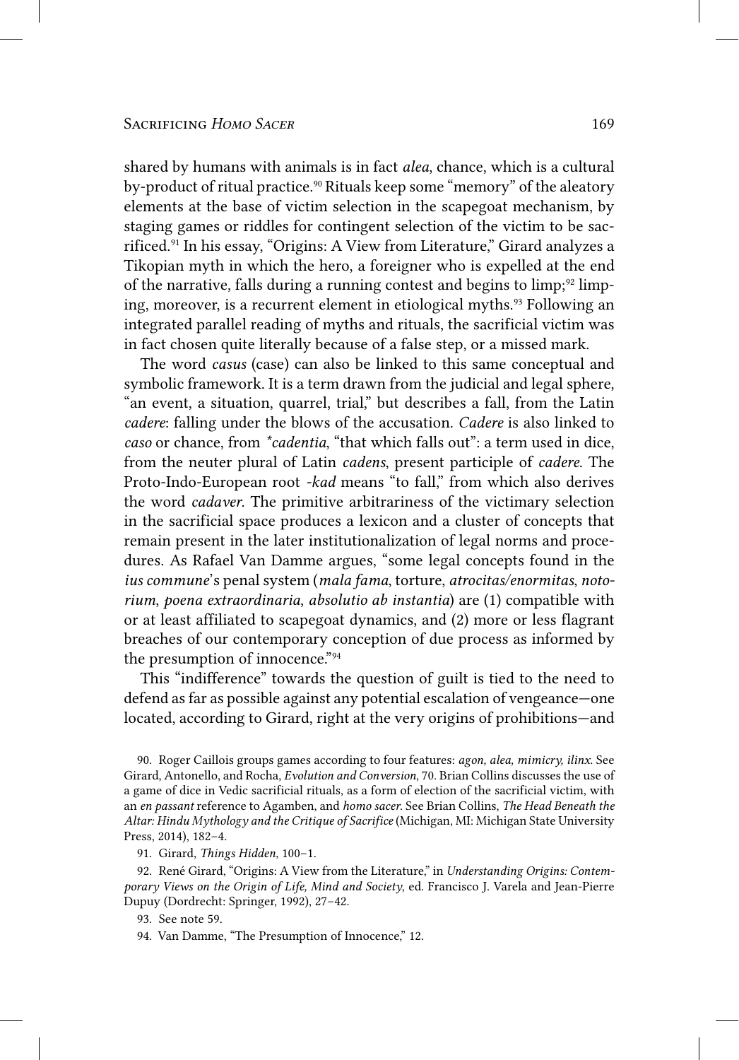shared by humans with animals is in fact *alea*, chance, which is a cultural by-product of ritual practice.[90] Rituals keep some "memory" of the aleatory elements at the base of victim selection in the scapegoat mechanism, by staging games or riddles for contingent selection of the victim to be sacrificed.[91] In his essay, "Origins: A View from Literature," Girard analyzes a Tikopian myth in which the hero, a foreigner who is expelled at the end of the narrative, falls during a running contest and begins to limp;[92] limping, moreover, is a recurrent element in etiological myths.[93] Following an integrated parallel reading of myths and rituals, the sacrificial victim was in fact chosen quite literally because of a false step, or a missed mark.

The word *casus* (case) can also be linked to this same conceptual and symbolic framework. It is a term drawn from the judicial and legal sphere, "an event, a situation, quarrel, trial," but describes a fall, from the Latin *cadere*: falling under the blows of the accusation. *Cadere* is also linked to *caso* or chance, from *\*cadentia*, "that which falls out": a term used in dice, from the neuter plural of Latin *cadens*, present participle of *cadere*. The Proto-Indo-European root *-kad* means "to fall," from which also derives the word *cadaver*. The primitive arbitrariness of the victimary selection in the sacrificial space produces a lexicon and a cluster of concepts that remain present in the later institutionalization of legal norms and procedures. As Rafael Van Damme argues, "some legal concepts found in the *ius commune*'s penal system (*mala fama*, torture, *atrocitas/enormitas*, *notorium*, *poena extraordinaria*, *absolutio ab instantia*) are (1) compatible with or at least affiliated to scapegoat dynamics, and (2) more or less flagrant breaches of our contemporary conception of due process as informed by the presumption of innocence."[94]

This "indifference" towards the question of guilt is tied to the need to defend as far as possible against any potential escalation of vengeance—one located, according to Girard, right at the very origins of prohibitions—and

90. Roger Caillois groups games according to four features: *agon, alea, mimicry, ilinx*. See Girard, Antonello, and Rocha, *Evolution and Conversion*, 70. Brian Collins discusses the use of a game of dice in Vedic sacrificial rituals, as a form of election of the sacrificial victim, with an *en passant* reference to Agamben, and *homo sacer*. See Brian Collins, *The Head Beneath the Altar: Hindu Mythology and the Critique of Sacrifice* (Michigan, MI: Michigan State University Press, 2014), 182–4.

91. Girard, *Things Hidden*, 100–1.

92. René Girard, "Origins: A View from the Literature," in *Understanding Origins: Contemporary Views on the Origin of Life, Mind and Society*, ed. Francisco J. Varela and Jean-Pierre Dupuy (Dordrecht: Springer, 1992), 27–42.

93. See note 59.

94. Van Damme, "The Presumption of Innocence," 12.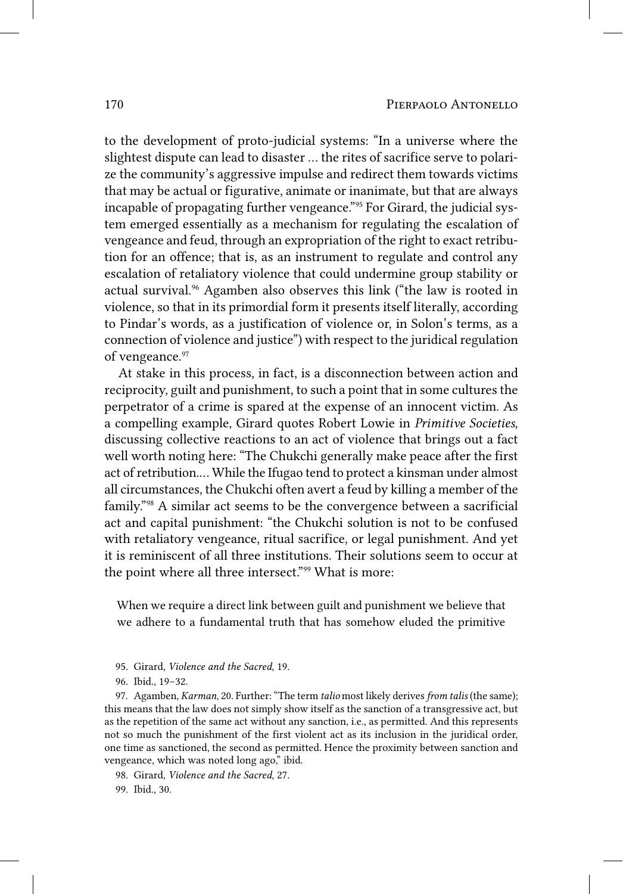to the development of proto-judicial systems: "In a universe where the slightest dispute can lead to disaster ... the rites of sacrifice serve to polarize the community's aggressive impulse and redirect them towards victims that may be actual or figurative, animate or inanimate, but that are always incapable of propagating further vengeance."[95] For Girard, the judicial system emerged essentially as a mechanism for regulating the escalation of vengeance and feud, through an expropriation of the right to exact retribution for an offence; that is, as an instrument to regulate and control any escalation of retaliatory violence that could undermine group stability or actual survival.[96] Agamben also observes this link ("the law is rooted in violence, so that in its primordial form it presents itself literally, according to Pindar's words, as a justification of violence or, in Solon's terms, as a connection of violence and justice") with respect to the juridical regulation of vengeance.[97]

At stake in this process, in fact, is a disconnection between action and reciprocity, guilt and punishment, to such a point that in some cultures the perpetrator of a crime is spared at the expense of an innocent victim. As a compelling example, Girard quotes Robert Lowie in *Primitive Societies*, discussing collective reactions to an act of violence that brings out a fact well worth noting here: "The Chukchi generally make peace after the first act of retribution.... While the Ifugao tend to protect a kinsman under almost all circumstances, the Chukchi often avert a feud by killing a member of the family."[98] A similar act seems to be the convergence between a sacrificial act and capital punishment: "the Chukchi solution is not to be confused with retaliatory vengeance, ritual sacrifice, or legal punishment. And yet it is reminiscent of all three institutions. Their solutions seem to occur at the point where all three intersect."[99] What is more:

> When we require a direct link between guilt and punishment we believe that we adhere to a fundamental truth that has somehow eluded the primitive

95. Girard, *Violence and the Sacred*, 19.

96. Ibid., 19–32.

97. Agamben, *Karman*, 20. Further: "The term *talio* most likely derives *from talis* (the same); this means that the law does not simply show itself as the sanction of a transgressive act, but as the repetition of the same act without any sanction, i.e., as permitted. And this represents not so much the punishment of the first violent act as its inclusion in the juridical order, one time as sanctioned, the second as permitted. Hence the proximity between sanction and vengeance, which was noted long ago," ibid.

98. Girard, *Violence and the Sacred*, 27.

99. Ibid., 30.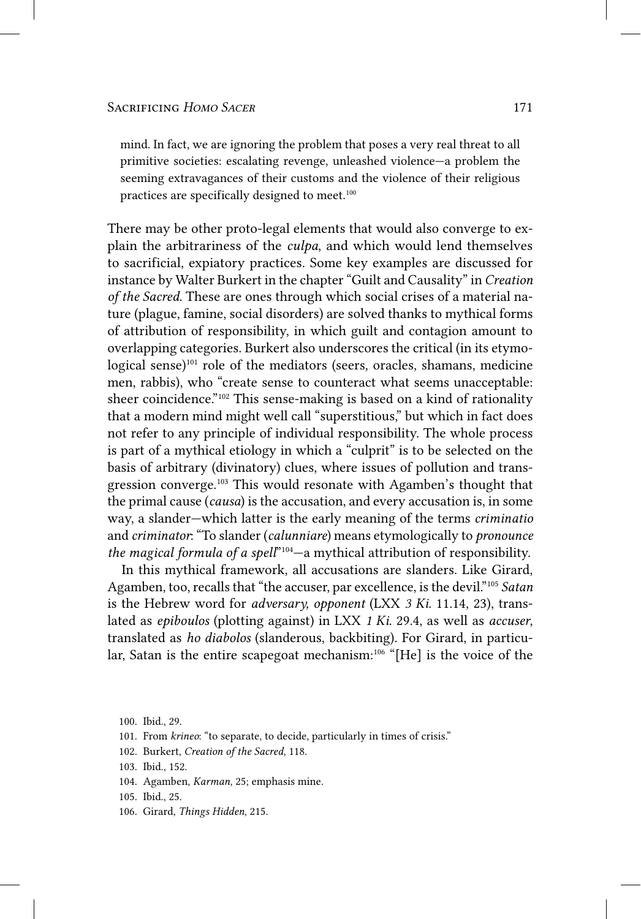> mind. In fact, we are ignoring the problem that poses a very real threat to all primitive societies: escalating revenge, unleashed violence—a problem the seeming extravagances of their customs and the violence of their religious practices are specifically designed to meet.[100]

There may be other proto-legal elements that would also converge to explain the arbitrariness of the *culpa*, and which would lend themselves to sacrificial, expiatory practices. Some key examples are discussed for instance by Walter Burkert in the chapter "Guilt and Causality" in *Creation of the Sacred*. These are ones through which social crises of a material nature (plague, famine, social disorders) are solved thanks to mythical forms of attribution of responsibility, in which guilt and contagion amount to overlapping categories. Burkert also underscores the critical (in its etymological sense)[101] role of the mediators (seers, oracles, shamans, medicine men, rabbis), who "create sense to counteract what seems unacceptable: sheer coincidence."[102] This sense-making is based on a kind of rationality that a modern mind might well call "superstitious," but which in fact does not refer to any principle of individual responsibility. The whole process is part of a mythical etiology in which a "culprit" is to be selected on the basis of arbitrary (divinatory) clues, where issues of pollution and transgression converge.[103] This would resonate with Agamben's thought that the primal cause (*causa*) is the accusation, and every accusation is, in some way, a slander—which latter is the early meaning of the terms *criminatio* and *criminator*: "To slander (*calunniare*) means etymologically to *pronounce the magical formula of a spell*"[104]—a mythical attribution of responsibility.

In this mythical framework, all accusations are slanders. Like Girard, Agamben, too, recalls that "the accuser, par excellence, is the devil."[105] *Satan* is the Hebrew word for *adversary, opponent* (LXX *3 Ki.* 11.14, 23), translated as *epiboulos* (plotting against) in LXX *1 Ki.* 29.4, as well as *accuser*, translated as *ho diabolos* (slanderous, backbiting). For Girard, in particular, Satan is the entire scapegoat mechanism:[106] "[He] is the voice of the

100. Ibid., 29.

101. From *krineo*: "to separate, to decide, particularly in times of crisis."

102. Burkert, *Creation of the Sacred*, 118.

103. Ibid., 152.

104. Agamben, *Karman*, 25; emphasis mine.

105. Ibid., 25.

106. Girard, *Things Hidden*, 215.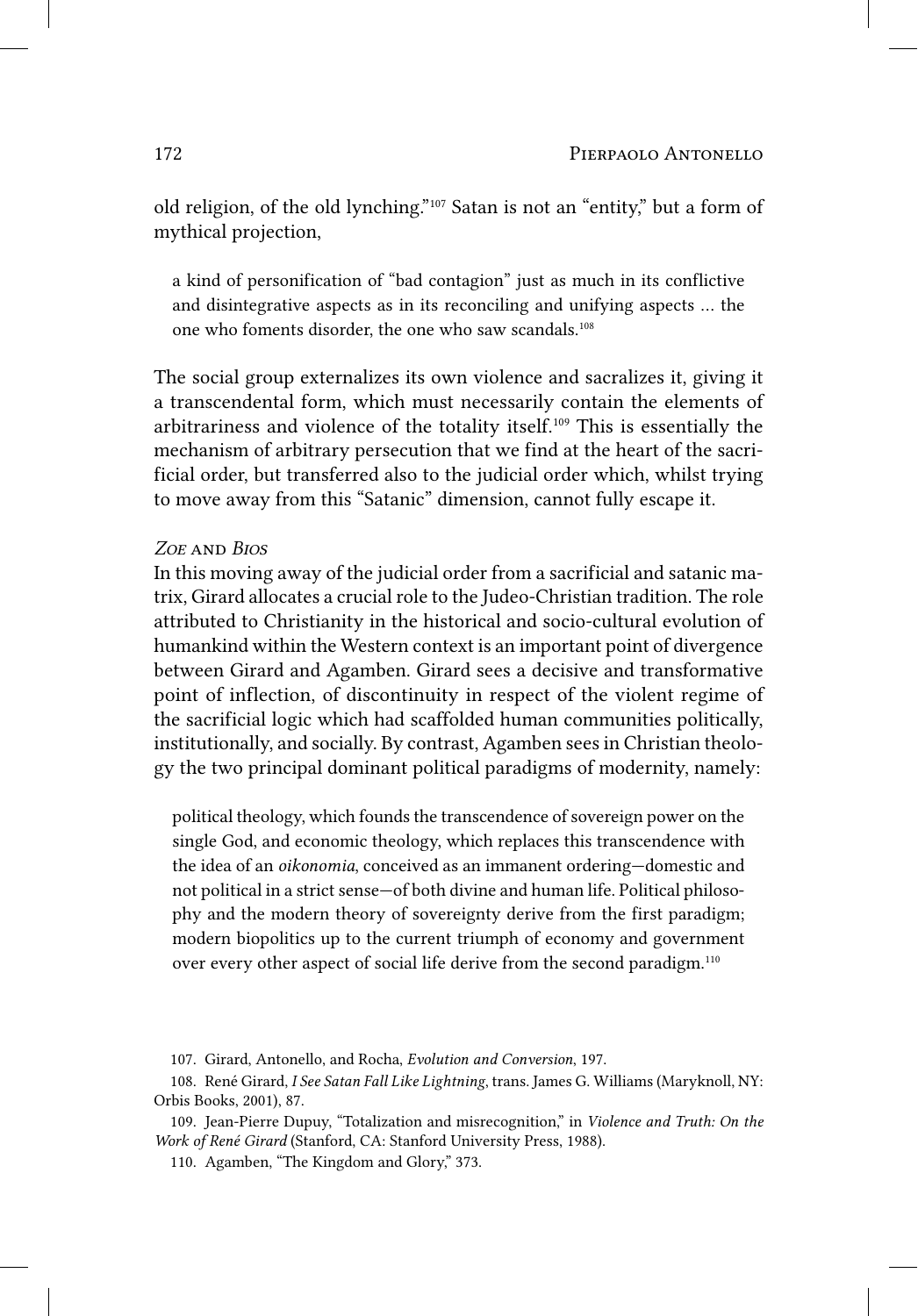old religion, of the old lynching."[107] Satan is not an "entity," but a form of mythical projection,

> a kind of personification of "bad contagion" just as much in its conflictive and disintegrative aspects as in its reconciling and unifying aspects ... the one who foments disorder, the one who saw scandals.[108]

The social group externalizes its own violence and sacralizes it, giving it a transcendental form, which must necessarily contain the elements of arbitrariness and violence of the totality itself.[109] This is essentially the mechanism of arbitrary persecution that we find at the heart of the sacrificial order, but transferred also to the judicial order which, whilst trying to move away from this "Satanic" dimension, cannot fully escape it.

### *Zoe* and *Bios*

In this moving away of the judicial order from a sacrificial and satanic matrix, Girard allocates a crucial role to the Judeo-Christian tradition. The role attributed to Christianity in the historical and socio-cultural evolution of humankind within the Western context is an important point of divergence between Girard and Agamben. Girard sees a decisive and transformative point of inflection, of discontinuity in respect of the violent regime of the sacrificial logic which had scaffolded human communities politically, institutionally, and socially. By contrast, Agamben sees in Christian theology the two principal dominant political paradigms of modernity, namely:

> political theology, which founds the transcendence of sovereign power on the single God, and economic theology, which replaces this transcendence with the idea of an *oikonomia*, conceived as an immanent ordering—domestic and not political in a strict sense—of both divine and human life. Political philosophy and the modern theory of sovereignty derive from the first paradigm; modern biopolitics up to the current triumph of economy and government over every other aspect of social life derive from the second paradigm.[110]

107. Girard, Antonello, and Rocha, *Evolution and Conversion*, 197.

108. René Girard, *I See Satan Fall Like Lightning*, trans. James G. Williams (Maryknoll, NY: Orbis Books, 2001), 87.

109. Jean-Pierre Dupuy, "Totalization and misrecognition," in *Violence and Truth: On the Work of René Girard* (Stanford, CA: Stanford University Press, 1988).

110. Agamben, "The Kingdom and Glory," 373.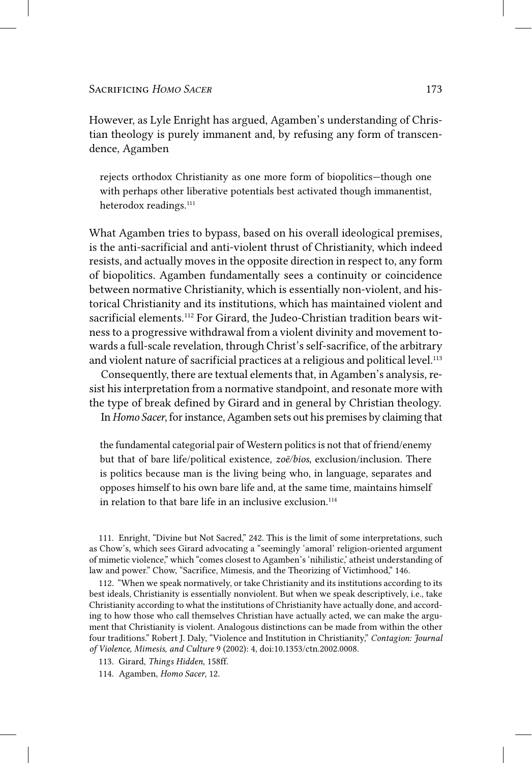However, as Lyle Enright has argued, Agamben's understanding of Christian theology is purely immanent and, by refusing any form of transcendence, Agamben

> rejects orthodox Christianity as one more form of biopolitics—though one with perhaps other liberative potentials best activated though immanentist, heterodox readings.[111]

What Agamben tries to bypass, based on his overall ideological premises, is the anti-sacrificial and anti-violent thrust of Christianity, which indeed resists, and actually moves in the opposite direction in respect to, any form of biopolitics. Agamben fundamentally sees a continuity or coincidence between normative Christianity, which is essentially non-violent, and historical Christianity and its institutions, which has maintained violent and sacrificial elements.[112] For Girard, the Judeo-Christian tradition bears witness to a progressive withdrawal from a violent divinity and movement towards a full-scale revelation, through Christ's self-sacrifice, of the arbitrary and violent nature of sacrificial practices at a religious and political level.[113]

Consequently, there are textual elements that, in Agamben's analysis, resist his interpretation from a normative standpoint, and resonate more with the type of break defined by Girard and in general by Christian theology.

In *Homo Sacer*, for instance, Agamben sets out his premises by claiming that

> the fundamental categorial pair of Western politics is not that of friend/enemy but that of bare life/political existence, *zoē/bios*, exclusion/inclusion. There is politics because man is the living being who, in language, separates and opposes himself to his own bare life and, at the same time, maintains himself in relation to that bare life in an inclusive exclusion.[114]

111. Enright, "Divine but Not Sacred," 242. This is the limit of some interpretations, such as Chow's, which sees Girard advocating a "seemingly 'amoral' religion-oriented argument of mimetic violence," which "comes closest to Agamben's 'nihilistic,' atheist understanding of law and power." Chow, "Sacrifice, Mimesis, and the Theorizing of Victimhood," 146.

112. "When we speak normatively, or take Christianity and its institutions according to its best ideals, Christianity is essentially nonviolent. But when we speak descriptively, i.e., take Christianity according to what the institutions of Christianity have actually done, and according to how those who call themselves Christian have actually acted, we can make the argument that Christianity is violent. Analogous distinctions can be made from within the other four traditions." Robert J. Daly, "Violence and Institution in Christianity," *Contagion: Journal of Violence, Mimesis, and Culture* 9 (2002): 4, doi:10.1353/ctn.2002.0008.

113. Girard, *Things Hidden*, 158ff.

114. Agamben, *Homo Sacer*, 12.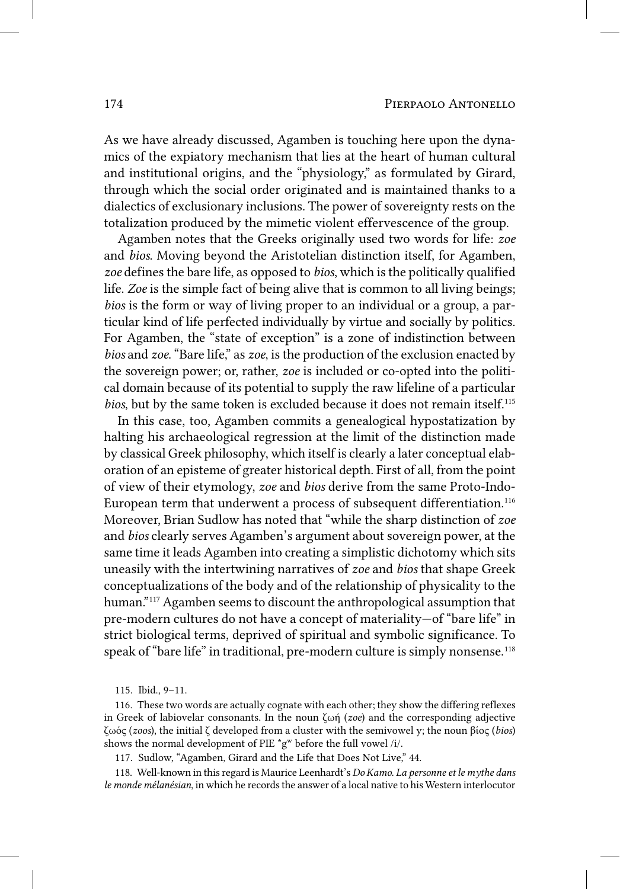As we have already discussed, Agamben is touching here upon the dynamics of the expiatory mechanism that lies at the heart of human cultural and institutional origins, and the "physiology," as formulated by Girard, through which the social order originated and is maintained thanks to a dialectics of exclusionary inclusions. The power of sovereignty rests on the totalization produced by the mimetic violent effervescence of the group.

Agamben notes that the Greeks originally used two words for life: *zoe* and *bios*. Moving beyond the Aristotelian distinction itself, for Agamben, *zoe* defines the bare life, as opposed to *bios*, which is the politically qualified life. *Zoe* is the simple fact of being alive that is common to all living beings; *bios* is the form or way of living proper to an individual or a group, a particular kind of life perfected individually by virtue and socially by politics. For Agamben, the "state of exception" is a zone of indistinction between *bios* and *zoe*. "Bare life," as *zoe*, is the production of the exclusion enacted by the sovereign power; or, rather, *zoe* is included or co-opted into the political domain because of its potential to supply the raw lifeline of a particular *bios*, but by the same token is excluded because it does not remain itself.[115]

In this case, too, Agamben commits a genealogical hypostatization by halting his archaeological regression at the limit of the distinction made by classical Greek philosophy, which itself is clearly a later conceptual elaboration of an episteme of greater historical depth. First of all, from the point of view of their etymology, *zoe* and *bios* derive from the same Proto-Indo-European term that underwent a process of subsequent differentiation.[116] Moreover, Brian Sudlow has noted that "while the sharp distinction of *zoe* and *bios* clearly serves Agamben's argument about sovereign power, at the same time it leads Agamben into creating a simplistic dichotomy which sits uneasily with the intertwining narratives of *zoe* and *bios* that shape Greek conceptualizations of the body and of the relationship of physicality to the human."[117] Agamben seems to discount the anthropological assumption that pre-modern cultures do not have a concept of materiality—of "bare life" in strict biological terms, deprived of spiritual and symbolic significance. To speak of "bare life" in traditional, pre-modern culture is simply nonsense.[118]

115. Ibid., 9–11.

116. These two words are actually cognate with each other; they show the differing reflexes in Greek of labiovelar consonants. In the noun ζωή (*zoe*) and the corresponding adjective ζωός (*zoos*), the initial ζ developed from a cluster with the semivowel y; the noun βίος (*bios*) shows the normal development of PIE $*g^w$ before the full vowel /i/.

117. Sudlow, "Agamben, Girard and the Life that Does Not Live," 44.

118. Well-known in this regard is Maurice Leenhardt's *Do Kamo. La personne et le mythe dans le monde mélanésian*, in which he records the answer of a local native to his Western interlocutor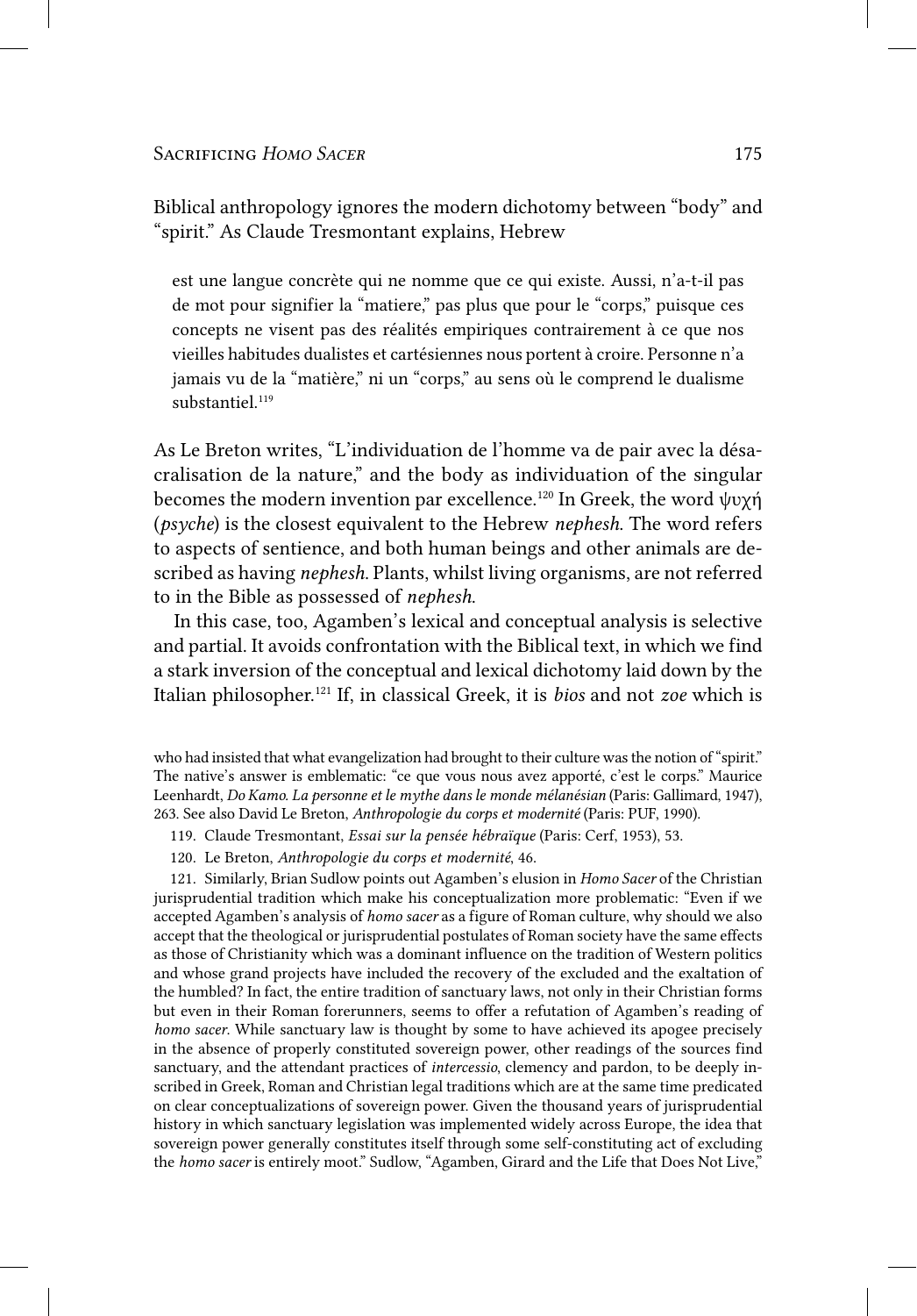Biblical anthropology ignores the modern dichotomy between "body" and "spirit." As Claude Tresmontant explains, Hebrew

> est une langue concrète qui ne nomme que ce qui existe. Aussi, n'a-t-il pas de mot pour signifier la "matiere," pas plus que pour le "corps," puisque ces concepts ne visent pas des réalités empiriques contrairement à ce que nos vieilles habitudes dualistes et cartésiennes nous portent à croire. Personne n'a jamais vu de la "matière," ni un "corps," au sens où le comprend le dualisme substantiel.[119]

As Le Breton writes, "L'individuation de l'homme va de pair avec la désacralisation de la nature," and the body as individuation of the singular becomes the modern invention par excellence.[120] In Greek, the word ψυχή (*psyche*) is the closest equivalent to the Hebrew *nephesh*. The word refers to aspects of sentience, and both human beings and other animals are described as having *nephesh*. Plants, whilst living organisms, are not referred to in the Bible as possessed of *nephesh*.

In this case, too, Agamben's lexical and conceptual analysis is selective and partial. It avoids confrontation with the Biblical text, in which we find a stark inversion of the conceptual and lexical dichotomy laid down by the Italian philosopher.[121] If, in classical Greek, it is *bios* and not *zoe* which is

---

who had insisted that what evangelization had brought to their culture was the notion of "spirit." The native's answer is emblematic: "ce que vous nous avez apporté, c'est le corps." Maurice Leenhardt, *Do Kamo. La personne et le mythe dans le monde mélanésian* (Paris: Gallimard, 1947), 263. See also David Le Breton, *Anthropologie du corps et modernité* (Paris: PUF, 1990).

119. Claude Tresmontant, *Essai sur la pensée hébraïque* (Paris: Cerf, 1953), 53.

120. Le Breton, *Anthropologie du corps et modernité*, 46.

121. Similarly, Brian Sudlow points out Agamben's elusion in *Homo Sacer* of the Christian jurisprudential tradition which make his conceptualization more problematic: "Even if we accepted Agamben's analysis of *homo sacer* as a figure of Roman culture, why should we also accept that the theological or jurisprudential postulates of Roman society have the same effects as those of Christianity which was a dominant influence on the tradition of Western politics and whose grand projects have included the recovery of the excluded and the exaltation of the humbled? In fact, the entire tradition of sanctuary laws, not only in their Christian forms but even in their Roman forerunners, seems to offer a refutation of Agamben's reading of *homo sacer*. While sanctuary law is thought by some to have achieved its apogee precisely in the absence of properly constituted sovereign power, other readings of the sources find sanctuary, and the attendant practices of *intercessio*, clemency and pardon, to be deeply inscribed in Greek, Roman and Christian legal traditions which are at the same time predicated on clear conceptualizations of sovereign power. Given the thousand years of jurisprudential history in which sanctuary legislation was implemented widely across Europe, the idea that sovereign power generally constitutes itself through some self-constituting act of excluding the *homo sacer* is entirely moot." Sudlow, "Agamben, Girard and the Life that Does Not Live,"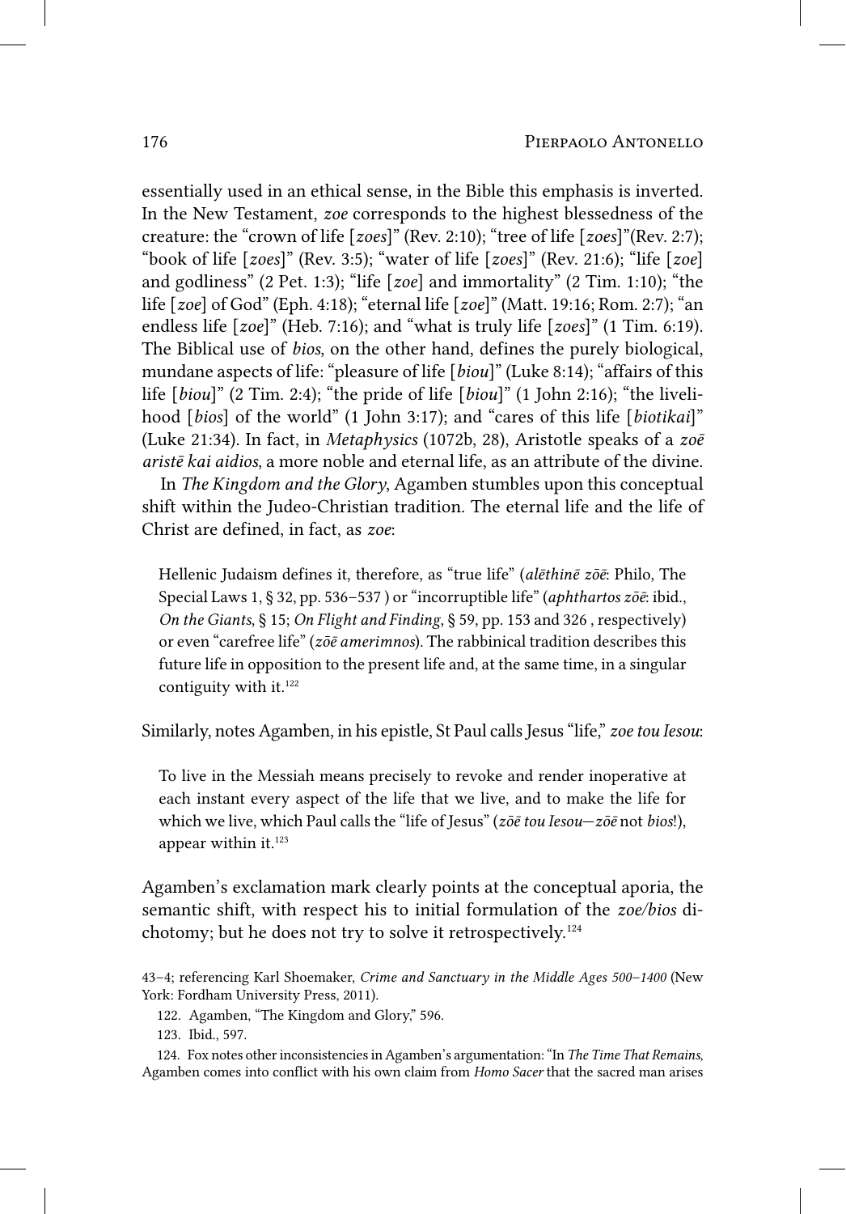essentially used in an ethical sense, in the Bible this emphasis is inverted. In the New Testament, *zoe* corresponds to the highest blessedness of the creature: the "crown of life [*zoes*]" (Rev. 2:10); "tree of life [*zoes*]"(Rev. 2:7); "book of life [*zoes*]" (Rev. 3:5); "water of life [*zoes*]" (Rev. 21:6); "life [*zoe*] and godliness" (2 Pet. 1:3); "life [*zoe*] and immortality" (2 Tim. 1:10); "the life [*zoe*] of God" (Eph. 4:18); "eternal life [*zoe*]" (Matt. 19:16; Rom. 2:7); "an endless life [*zoe*]" (Heb. 7:16); and "what is truly life [*zoes*]" (1 Tim. 6:19). The Biblical use of *bios*, on the other hand, defines the purely biological, mundane aspects of life: "pleasure of life [*biou*]" (Luke 8:14); "affairs of this life [*biou*]" (2 Tim. 2:4); "the pride of life [*biou*]" (1 John 2:16); "the livelihood [*bios*] of the world" (1 John 3:17); and "cares of this life [*biotikai*]" (Luke 21:34). In fact, in *Metaphysics* (1072b, 28), Aristotle speaks of a *zoē aristē kai aidios*, a more noble and eternal life, as an attribute of the divine.

In *The Kingdom and the Glory*, Agamben stumbles upon this conceptual shift within the Judeo-Christian tradition. The eternal life and the life of Christ are defined, in fact, as *zoe*:

> Hellenic Judaism defines it, therefore, as "true life" (*alēthinē zōē*: Philo, The Special Laws 1, § 32, pp. 536–537 ) or "incorruptible life" (*aphthartos zōē*: ibid., *On the Giants*, § 15; *On Flight and Finding*, § 59, pp. 153 and 326 , respectively) or even "carefree life" (*zōē amerimnos*). The rabbinical tradition describes this future life in opposition to the present life and, at the same time, in a singular contiguity with it.[122]

Similarly, notes Agamben, in his epistle, St Paul calls Jesus "life," *zoe tou Iesou*:

> To live in the Messiah means precisely to revoke and render inoperative at each instant every aspect of the life that we live, and to make the life for which we live, which Paul calls the "life of Jesus" (*zōē tou Iesou—zōē* not *bios*!), appear within it.[123]

Agamben's exclamation mark clearly points at the conceptual aporia, the semantic shift, with respect his to initial formulation of the *zoe/bios* dichotomy; but he does not try to solve it retrospectively.[124]

43–4; referencing Karl Shoemaker, *Crime and Sanctuary in the Middle Ages 500–1400* (New York: Fordham University Press, 2011).

122. Agamben, "The Kingdom and Glory," 596.

123. Ibid., 597.

124. Fox notes other inconsistencies in Agamben's argumentation: "In *The Time That Remains*, Agamben comes into conflict with his own claim from *Homo Sacer* that the sacred man arises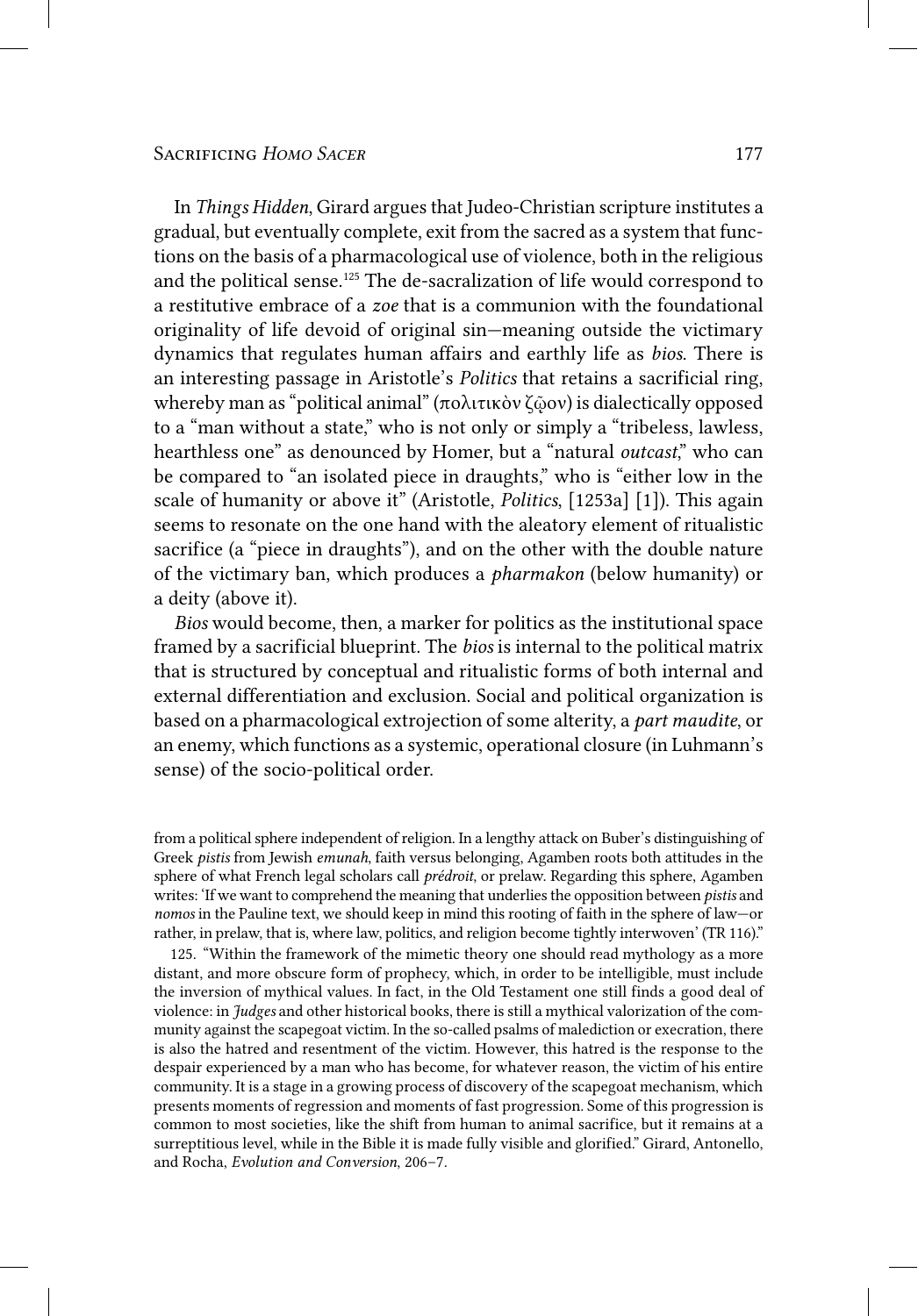In *Things Hidden*, Girard argues that Judeo-Christian scripture institutes a gradual, but eventually complete, exit from the sacred as a system that functions on the basis of a pharmacological use of violence, both in the religious and the political sense.[125] The de-sacralization of life would correspond to a restitutive embrace of a *zoe* that is a communion with the foundational originality of life devoid of original sin—meaning outside the victimary dynamics that regulates human affairs and earthly life as *bios*. There is an interesting passage in Aristotle's *Politics* that retains a sacrificial ring, whereby man as "political animal" (πολιτικὸν ζῷον) is dialectically opposed to a "man without a state," who is not only or simply a "tribeless, lawless, hearthless one" as denounced by Homer, but a "natural *outcast*," who can be compared to "an isolated piece in draughts," who is "either low in the scale of humanity or above it" (Aristotle, *Politics*, [1253a] [1]). This again seems to resonate on the one hand with the aleatory element of ritualistic sacrifice (a "piece in draughts"), and on the other with the double nature of the victimary ban, which produces a *pharmakon* (below humanity) or a deity (above it).

*Bios* would become, then, a marker for politics as the institutional space framed by a sacrificial blueprint. The *bios* is internal to the political matrix that is structured by conceptual and ritualistic forms of both internal and external differentiation and exclusion. Social and political organization is based on a pharmacological extrojection of some alterity, a *part maudite*, or an enemy, which functions as a systemic, operational closure (in Luhmann's sense) of the socio-political order.

from a political sphere independent of religion. In a lengthy attack on Buber's distinguishing of Greek *pistis* from Jewish *emunah*, faith versus belonging, Agamben roots both attitudes in the sphere of what French legal scholars call *prédroit*, or prelaw. Regarding this sphere, Agamben writes: 'If we want to comprehend the meaning that underlies the opposition between *pistis* and *nomos* in the Pauline text, we should keep in mind this rooting of faith in the sphere of law—or rather, in prelaw, that is, where law, politics, and religion become tightly interwoven' (TR 116)."

125. "Within the framework of the mimetic theory one should read mythology as a more distant, and more obscure form of prophecy, which, in order to be intelligible, must include the inversion of mythical values. In fact, in the Old Testament one still finds a good deal of violence: in *Judges* and other historical books, there is still a mythical valorization of the community against the scapegoat victim. In the so-called psalms of malediction or execration, there is also the hatred and resentment of the victim. However, this hatred is the response to the despair experienced by a man who has become, for whatever reason, the victim of his entire community. It is a stage in a growing process of discovery of the scapegoat mechanism, which presents moments of regression and moments of fast progression. Some of this progression is common to most societies, like the shift from human to animal sacrifice, but it remains at a surreptitious level, while in the Bible it is made fully visible and glorified." Girard, Antonello, and Rocha, *Evolution and Conversion*, 206–7.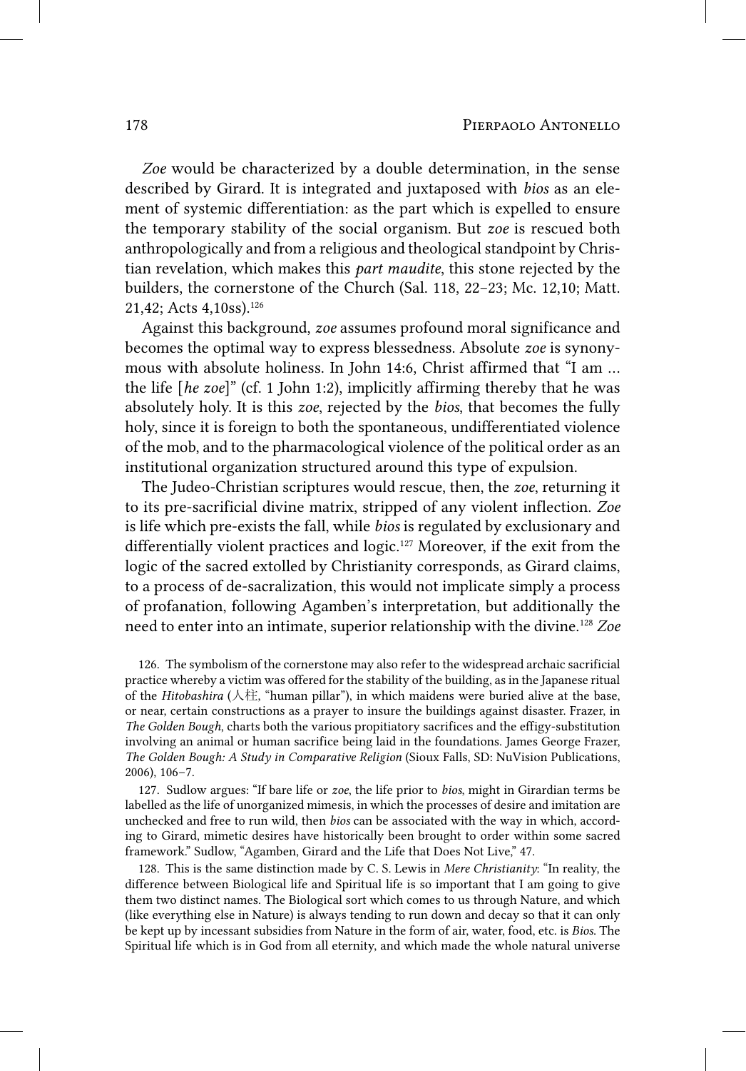*Zoe* would be characterized by a double determination, in the sense described by Girard. It is integrated and juxtaposed with *bios* as an element of systemic differentiation: as the part which is expelled to ensure the temporary stability of the social organism. But *zoe* is rescued both anthropologically and from a religious and theological standpoint by Christian revelation, which makes this *part maudite*, this stone rejected by the builders, the cornerstone of the Church (Sal. 118, 22–23; Mc. 12,10; Matt. 21,42; Acts 4,10ss).[126]

Against this background, *zoe* assumes profound moral significance and becomes the optimal way to express blessedness. Absolute *zoe* is synonymous with absolute holiness. In John 14:6, Christ affirmed that "I am … the life [*he zoe*]" (cf. 1 John 1:2), implicitly affirming thereby that he was absolutely holy. It is this *zoe*, rejected by the *bios*, that becomes the fully holy, since it is foreign to both the spontaneous, undifferentiated violence of the mob, and to the pharmacological violence of the political order as an institutional organization structured around this type of expulsion.

The Judeo-Christian scriptures would rescue, then, the *zoe*, returning it to its pre-sacrificial divine matrix, stripped of any violent inflection. *Zoe* is life which pre-exists the fall, while *bios* is regulated by exclusionary and differentially violent practices and logic.[127] Moreover, if the exit from the logic of the sacred extolled by Christianity corresponds, as Girard claims, to a process of de-sacralization, this would not implicate simply a process of profanation, following Agamben's interpretation, but additionally the need to enter into an intimate, superior relationship with the divine.[128] *Zoe*

126. The symbolism of the cornerstone may also refer to the widespread archaic sacrificial practice whereby a victim was offered for the stability of the building, as in the Japanese ritual of the *Hitobashira* (人柱, "human pillar"), in which maidens were buried alive at the base, or near, certain constructions as a prayer to insure the buildings against disaster. Frazer, in *The Golden Bough*, charts both the various propitiatory sacrifices and the effigy-substitution involving an animal or human sacrifice being laid in the foundations. James George Frazer, *The Golden Bough: A Study in Comparative Religion* (Sioux Falls, SD: NuVision Publications, 2006), 106–7.

127. Sudlow argues: "If bare life or *zoe*, the life prior to *bios*, might in Girardian terms be labelled as the life of unorganized mimesis, in which the processes of desire and imitation are unchecked and free to run wild, then *bios* can be associated with the way in which, according to Girard, mimetic desires have historically been brought to order within some sacred framework." Sudlow, "Agamben, Girard and the Life that Does Not Live," 47.

128. This is the same distinction made by C. S. Lewis in *Mere Christianity*: "In reality, the difference between Biological life and Spiritual life is so important that I am going to give them two distinct names. The Biological sort which comes to us through Nature, and which (like everything else in Nature) is always tending to run down and decay so that it can only be kept up by incessant subsidies from Nature in the form of air, water, food, etc. is *Bios*. The Spiritual life which is in God from all eternity, and which made the whole natural universe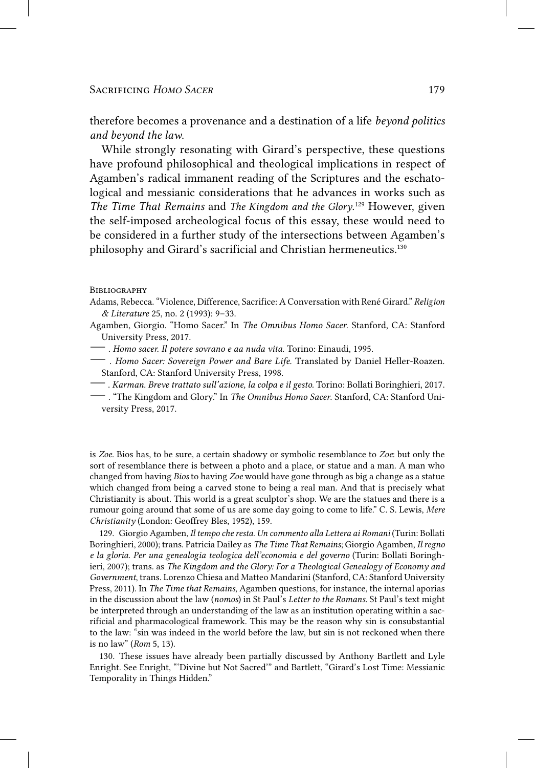therefore becomes a provenance and a destination of a life *beyond politics and beyond the law*.

While strongly resonating with Girard's perspective, these questions have profound philosophical and theological implications in respect of Agamben's radical immanent reading of the Scriptures and the eschatological and messianic considerations that he advances in works such as *The Time That Remains* and *The Kingdom and the Glory*.[129] However, given the self-imposed archeological focus of this essay, these would need to be considered in a further study of the intersections between Agamben's philosophy and Girard's sacrificial and Christian hermeneutics.[130]

### Bibliography

Adams, Rebecca. "Violence, Difference, Sacrifice: A Conversation with René Girard." *Religion & Literature* 25, no. 2 (1993): 9–33.

Agamben, Giorgio. "Homo Sacer." In *The Omnibus Homo Sacer*. Stanford, CA: Stanford University Press, 2017.

——— . *Homo sacer. Il potere sovrano e aa nuda vita.* Torino: Einaudi, 1995.

——— . *Homo Sacer: Sovereign Power and Bare Life.* Translated by Daniel Heller-Roazen. Stanford, CA: Stanford University Press, 1998.

——— . *Karman. Breve trattato sull'azione, la colpa e il gesto.* Torino: Bollati Boringhieri, 2017.

——— . "The Kingdom and Glory." In *The Omnibus Homo Sacer*. Stanford, CA: Stanford University Press, 2017.

---

is *Zoe*. Bios has, to be sure, a certain shadowy or symbolic resemblance to *Zoe*: but only the sort of resemblance there is between a photo and a place, or statue and a man. A man who changed from having *Bios* to having *Zoe* would have gone through as big a change as a statue which changed from being a carved stone to being a real man. And that is precisely what Christianity is about. This world is a great sculptor's shop. We are the statues and there is a rumour going around that some of us are some day going to come to life." C. S. Lewis, *Mere Christianity* (London: Geoffrey Bles, 1952), 159.

129. Giorgio Agamben, *Il tempo che resta. Un commento alla Lettera ai Romani* (Turin: Bollati Boringhieri, 2000); trans. Patricia Dailey as *The Time That Remains*; Giorgio Agamben, *Il regno e la gloria. Per una genealogia teologica dell'economia e del governo* (Turin: Bollati Boringhieri, 2007); trans. as *The Kingdom and the Glory: For a Theological Genealogy of Economy and Government*, trans. Lorenzo Chiesa and Matteo Mandarini (Stanford, CA: Stanford University Press, 2011). In *The Time that Remains*, Agamben questions, for instance, the internal aporias in the discussion about the law (*nomos*) in St Paul's *Letter to the Romans*. St Paul's text might be interpreted through an understanding of the law as an institution operating within a sacrificial and pharmacological framework. This may be the reason why sin is consubstantial to the law: "sin was indeed in the world before the law, but sin is not reckoned when there is no law" (*Rom* 5, 13).

130. These issues have already been partially discussed by Anthony Bartlett and Lyle Enright. See Enright, "'Divine but Not Sacred'" and Bartlett, "Girard's Lost Time: Messianic Temporality in Things Hidden."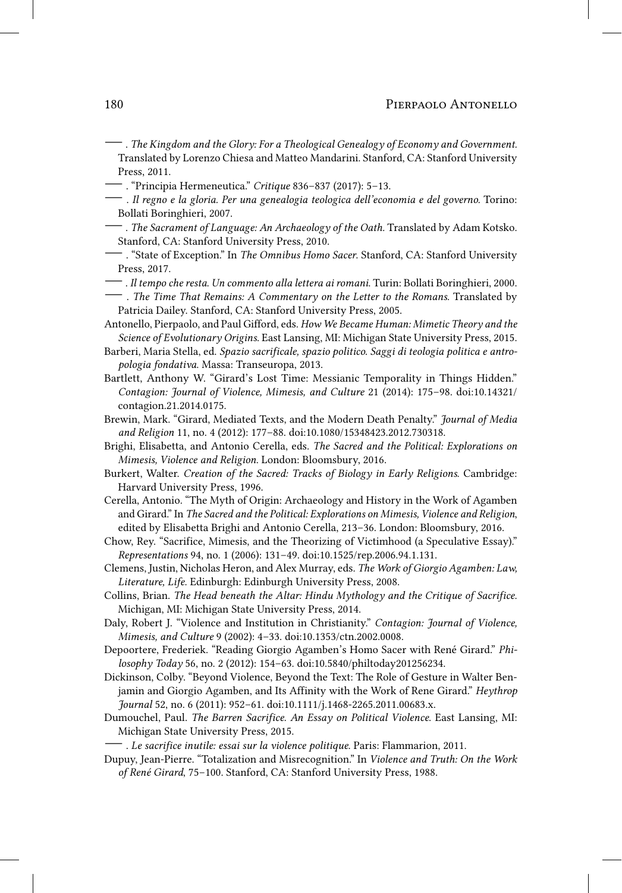——— . *The Kingdom and the Glory: For a Theological Genealogy of Economy and Government.* Translated by Lorenzo Chiesa and Matteo Mandarini. Stanford, CA: Stanford University Press, 2011.

——— . "Principia Hermeneutica." *Critique* 836–837 (2017): 5–13.

——— . *Il regno e la gloria. Per una genealogia teologica dell'economia e del governo.* Torino: Bollati Boringhieri, 2007.

——— . *The Sacrament of Language: An Archaeology of the Oath.* Translated by Adam Kotsko. Stanford, CA: Stanford University Press, 2010.

——— . "State of Exception." In *The Omnibus Homo Sacer*. Stanford, CA: Stanford University Press, 2017.

——— . *Il tempo che resta. Un commento alla lettera ai romani*. Turin: Bollati Boringhieri, 2000.

——— . *The Time That Remains: A Commentary on the Letter to the Romans*. Translated by Patricia Dailey. Stanford, CA: Stanford University Press, 2005.

Antonello, Pierpaolo, and Paul Gifford, eds. *How We Became Human: Mimetic Theory and the Science of Evolutionary Origins*. East Lansing, MI: Michigan State University Press, 2015.

Barberi, Maria Stella, ed. *Spazio sacrificale, spazio politico. Saggi di teologia politica e antropologia fondativa*. Massa: Transeuropa, 2013.

Bartlett, Anthony W. "Girard's Lost Time: Messianic Temporality in Things Hidden." *Contagion: Journal of Violence, Mimesis, and Culture* 21 (2014): 175–98. doi:10.14321/contagion.21.2014.0175.

Brewin, Mark. "Girard, Mediated Texts, and the Modern Death Penalty." *Journal of Media and Religion* 11, no. 4 (2012): 177–88. doi:10.1080/15348423.2012.730318.

Brighi, Elisabetta, and Antonio Cerella, eds. *The Sacred and the Political: Explorations on Mimesis, Violence and Religion*. London: Bloomsbury, 2016.

Burkert, Walter. *Creation of the Sacred: Tracks of Biology in Early Religions*. Cambridge: Harvard University Press, 1996.

Cerella, Antonio. "The Myth of Origin: Archaeology and History in the Work of Agamben and Girard." In *The Sacred and the Political: Explorations on Mimesis, Violence and Religion*, edited by Elisabetta Brighi and Antonio Cerella, 213–36. London: Bloomsbury, 2016.

Chow, Rey. "Sacrifice, Mimesis, and the Theorizing of Victimhood (a Speculative Essay)." *Representations* 94, no. 1 (2006): 131–49. doi:10.1525/rep.2006.94.1.131.

Clemens, Justin, Nicholas Heron, and Alex Murray, eds. *The Work of Giorgio Agamben: Law, Literature, Life*. Edinburgh: Edinburgh University Press, 2008.

Collins, Brian. *The Head beneath the Altar: Hindu Mythology and the Critique of Sacrifice*. Michigan, MI: Michigan State University Press, 2014.

Daly, Robert J. "Violence and Institution in Christianity." *Contagion: Journal of Violence, Mimesis, and Culture* 9 (2002): 4–33. doi:10.1353/ctn.2002.0008.

Depoortere, Frederiek. "Reading Giorgio Agamben's Homo Sacer with René Girard." *Philosophy Today* 56, no. 2 (2012): 154–63. doi:10.5840/philtoday201256234.

Dickinson, Colby. "Beyond Violence, Beyond the Text: The Role of Gesture in Walter Benjamin and Giorgio Agamben, and Its Affinity with the Work of Rene Girard." *Heythrop Journal* 52, no. 6 (2011): 952–61. doi:10.1111/j.1468-2265.2011.00683.x.

Dumouchel, Paul. *The Barren Sacrifice. An Essay on Political Violence*. East Lansing, MI: Michigan State University Press, 2015.

——— . *Le sacrifice inutile: essai sur la violence politique*. Paris: Flammarion, 2011.

Dupuy, Jean-Pierre. "Totalization and Misrecognition." In *Violence and Truth: On the Work of René Girard*, 75–100. Stanford, CA: Stanford University Press, 1988.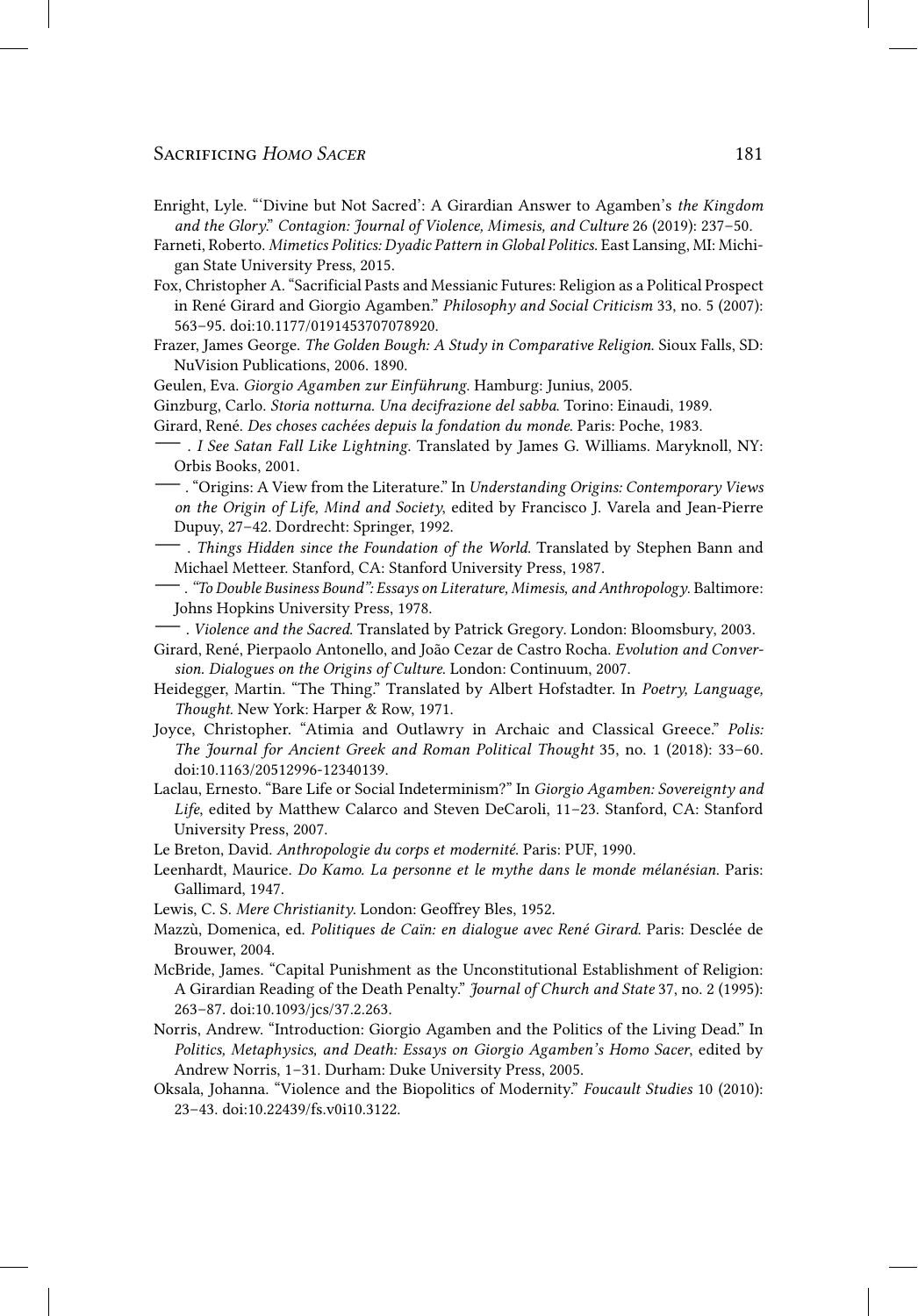Enright, Lyle. "'Divine but Not Sacred': A Girardian Answer to Agamben's *the Kingdom and the Glory*." *Contagion: Journal of Violence, Mimesis, and Culture* 26 (2019): 237–50.

Farneti, Roberto. *Mimetics Politics: Dyadic Pattern in Global Politics*. East Lansing, MI: Michigan State University Press, 2015.

Fox, Christopher A. "Sacrificial Pasts and Messianic Futures: Religion as a Political Prospect in René Girard and Giorgio Agamben." *Philosophy and Social Criticism* 33, no. 5 (2007): 563–95. doi:10.1177/0191453707078920.

Frazer, James George. *The Golden Bough: A Study in Comparative Religion*. Sioux Falls, SD: NuVision Publications, 2006. 1890.

Geulen, Eva. *Giorgio Agamben zur Einführung*. Hamburg: Junius, 2005.

Ginzburg, Carlo. *Storia notturna. Una decifrazione del sabba*. Torino: Einaudi, 1989.

Girard, René. *Des choses cachées depuis la fondation du monde*. Paris: Poche, 1983.

——— . *I See Satan Fall Like Lightning*. Translated by James G. Williams. Maryknoll, NY: Orbis Books, 2001.

——— . "Origins: A View from the Literature." In *Understanding Origins: Contemporary Views on the Origin of Life, Mind and Society*, edited by Francisco J. Varela and Jean-Pierre Dupuy, 27–42. Dordrecht: Springer, 1992.

——— . *Things Hidden since the Foundation of the World*. Translated by Stephen Bann and Michael Metteer. Stanford, CA: Stanford University Press, 1987.

——— . *"To Double Business Bound": Essays on Literature, Mimesis, and Anthropology*. Baltimore: Johns Hopkins University Press, 1978.

——— . *Violence and the Sacred*. Translated by Patrick Gregory. London: Bloomsbury, 2003.

Girard, René, Pierpaolo Antonello, and João Cezar de Castro Rocha. *Evolution and Conversion. Dialogues on the Origins of Culture*. London: Continuum, 2007.

Heidegger, Martin. "The Thing." Translated by Albert Hofstadter. In *Poetry, Language, Thought*. New York: Harper & Row, 1971.

Joyce, Christopher. "Atimia and Outlawry in Archaic and Classical Greece." *Polis: The Journal for Ancient Greek and Roman Political Thought* 35, no. 1 (2018): 33–60. doi:10.1163/20512996-12340139.

Laclau, Ernesto. "Bare Life or Social Indeterminism?" In *Giorgio Agamben: Sovereignty and Life*, edited by Matthew Calarco and Steven DeCaroli, 11–23. Stanford, CA: Stanford University Press, 2007.

Le Breton, David. *Anthropologie du corps et modernité*. Paris: PUF, 1990.

Leenhardt, Maurice. *Do Kamo. La personne et le mythe dans le monde mélanésian*. Paris: Gallimard, 1947.

Lewis, C. S. *Mere Christianity*. London: Geoffrey Bles, 1952.

Mazzù, Domenica, ed. *Politiques de Caïn: en dialogue avec René Girard*. Paris: Desclée de Brouwer, 2004.

McBride, James. "Capital Punishment as the Unconstitutional Establishment of Religion: A Girardian Reading of the Death Penalty." *Journal of Church and State* 37, no. 2 (1995): 263–87. doi:10.1093/jcs/37.2.263.

Norris, Andrew. "Introduction: Giorgio Agamben and the Politics of the Living Dead." In *Politics, Metaphysics, and Death: Essays on Giorgio Agamben's Homo Sacer*, edited by Andrew Norris, 1–31. Durham: Duke University Press, 2005.

Oksala, Johanna. "Violence and the Biopolitics of Modernity." *Foucault Studies* 10 (2010): 23–43. doi:10.22439/fs.v0i10.3122.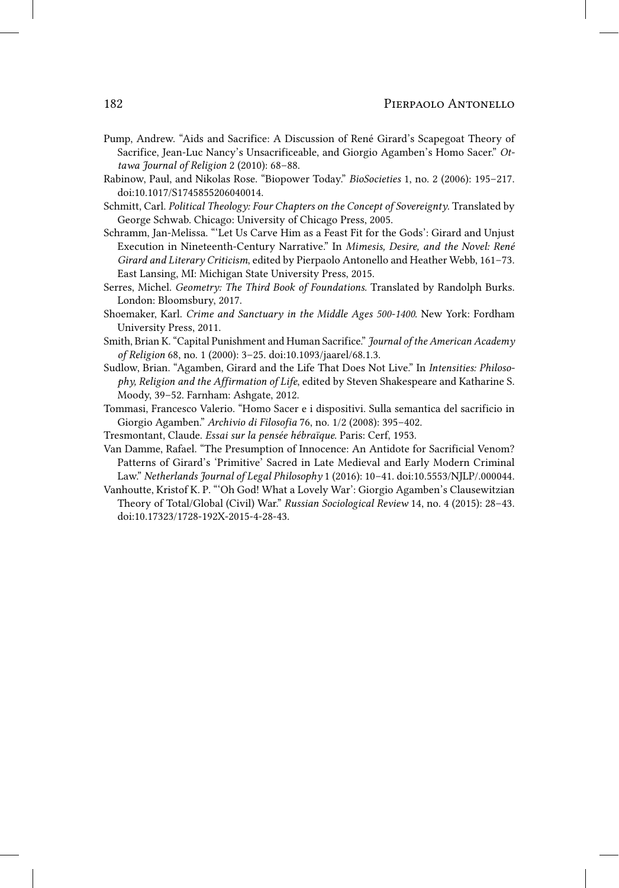Pump, Andrew. "Aids and Sacrifice: A Discussion of René Girard's Scapegoat Theory of Sacrifice, Jean-Luc Nancy's Unsacrificeable, and Giorgio Agamben's Homo Sacer." *Ottawa Journal of Religion* 2 (2010): 68–88.

Rabinow, Paul, and Nikolas Rose. "Biopower Today." *BioSocieties* 1, no. 2 (2006): 195–217. doi:10.1017/S1745855206040014.

Schmitt, Carl. *Political Theology: Four Chapters on the Concept of Sovereignty*. Translated by George Schwab. Chicago: University of Chicago Press, 2005.

Schramm, Jan-Melissa. "'Let Us Carve Him as a Feast Fit for the Gods': Girard and Unjust Execution in Nineteenth-Century Narrative." In *Mimesis, Desire, and the Novel: René Girard and Literary Criticism*, edited by Pierpaolo Antonello and Heather Webb, 161–73. East Lansing, MI: Michigan State University Press, 2015.

Serres, Michel. *Geometry: The Third Book of Foundations*. Translated by Randolph Burks. London: Bloomsbury, 2017.

Shoemaker, Karl. *Crime and Sanctuary in the Middle Ages 500-1400*. New York: Fordham University Press, 2011.

Smith, Brian K. "Capital Punishment and Human Sacrifice." *Journal of the American Academy of Religion* 68, no. 1 (2000): 3–25. doi:10.1093/jaarel/68.1.3.

Sudlow, Brian. "Agamben, Girard and the Life That Does Not Live." In *Intensities: Philosophy, Religion and the Affirmation of Life*, edited by Steven Shakespeare and Katharine S. Moody, 39–52. Farnham: Ashgate, 2012.

Tommasi, Francesco Valerio. "Homo Sacer e i dispositivi. Sulla semantica del sacrificio in Giorgio Agamben." *Archivio di Filosofia* 76, no. 1/2 (2008): 395–402.

Tresmontant, Claude. *Essai sur la pensée hébraïque*. Paris: Cerf, 1953.

Van Damme, Rafael. "The Presumption of Innocence: An Antidote for Sacrificial Venom? Patterns of Girard's 'Primitive' Sacred in Late Medieval and Early Modern Criminal Law." *Netherlands Journal of Legal Philosophy* 1 (2016): 10–41. doi:10.5553/NJLP/.000044.

Vanhoutte, Kristof K. P. "'Oh God! What a Lovely War': Giorgio Agamben's Clausewitzian Theory of Total/Global (Civil) War." *Russian Sociological Review* 14, no. 4 (2015): 28–43. doi:10.17323/1728-192X-2015-4-28-43.